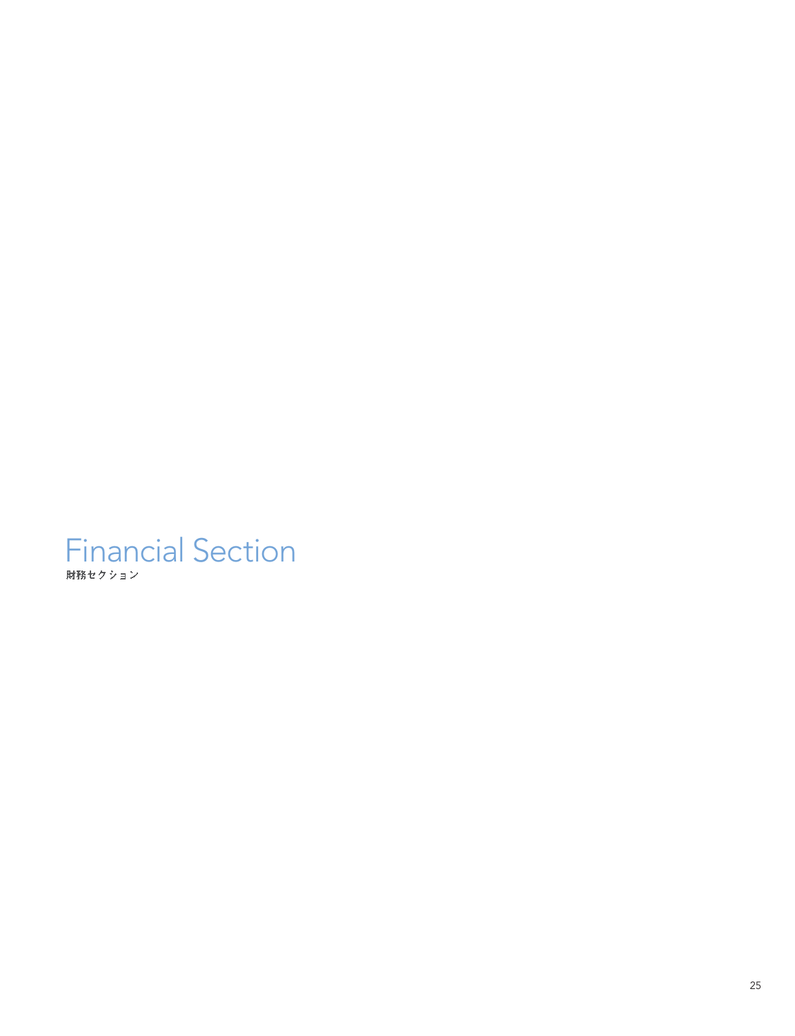# Financial Section

財務セクション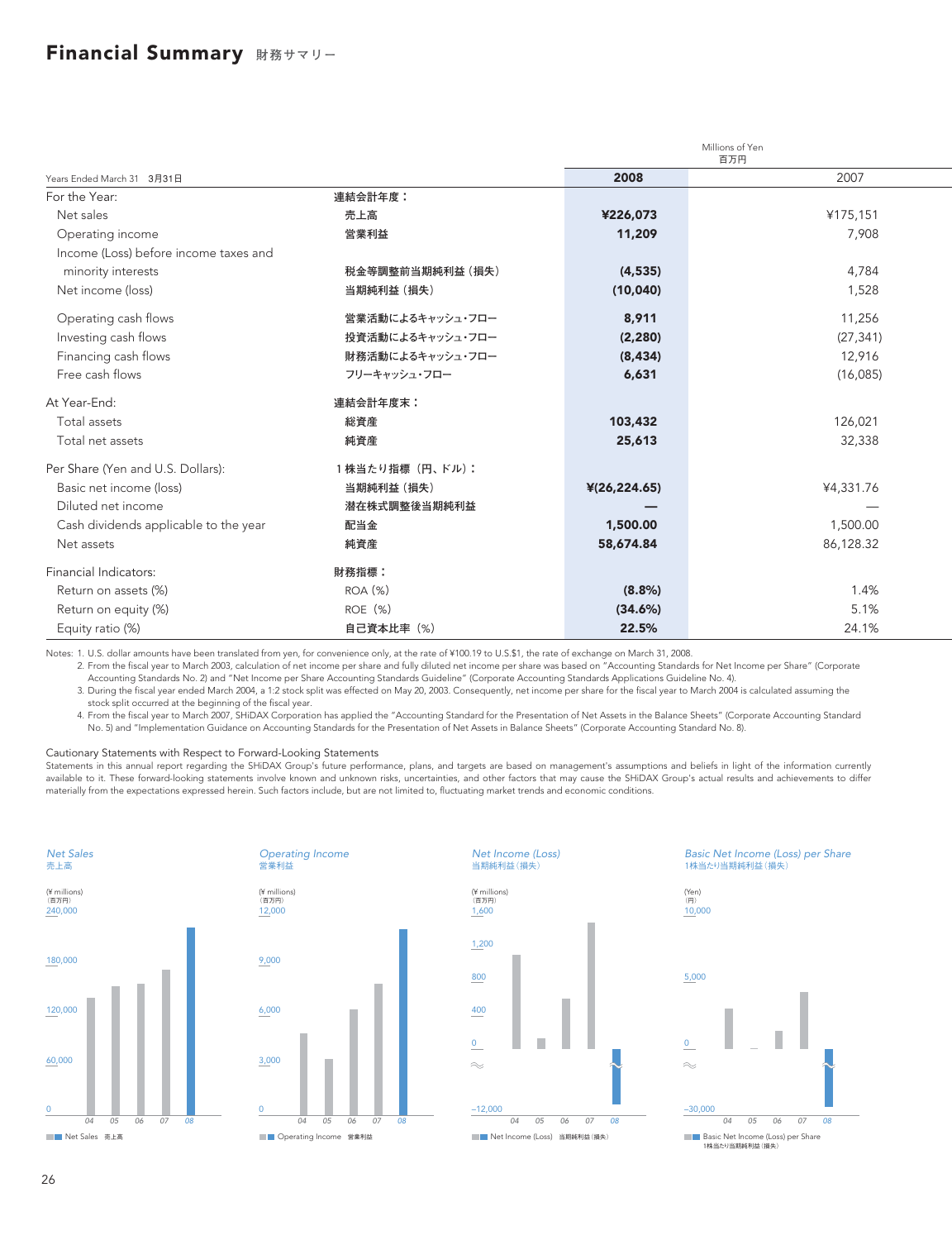# Financial Summary 財務サマリー

| Years Ended March 31 3月31日 | | Millions of Yen 百万円 2008 | 2007 |
|---|---|---|---|
| For the Year: | 連結会計年度： | | |
| Net sales | 売上高 | **¥226,073** | ¥175,151 |
| Operating income | 営業利益 | **11,209** | 7,908 |
| Income (Loss) before income taxes and minority interests | 税金等調整前当期純利益（損失） | **(4,535)** | 4,784 |
| Net income (loss) | 当期純利益（損失） | **(10,040)** | 1,528 |
| Operating cash flows | 営業活動によるキャッシュ・フロー | **8,911** | 11,256 |
| Investing cash flows | 投資活動によるキャッシュ・フロー | **(2,280)** | (27,341) |
| Financing cash flows | 財務活動によるキャッシュ・フロー | **(8,434)** | 12,916 |
| Free cash flows | フリーキャッシュ・フロー | **6,631** | (16,085) |
| At Year-End: | 連結会計年度末： | | |
| Total assets | 総資産 | **103,432** | 126,021 |
| Total net assets | 純資産 | **25,613** | 32,338 |
| Per Share (Yen and U.S. Dollars): | 1株当たり指標（円、ドル）： | | |
| Basic net income (loss) | 当期純利益（損失） | **¥(26,224.65)** | ¥4,331.76 |
| Diluted net income | 潜在株式調整後当期純利益 | **—** | — |
| Cash dividends applicable to the year | 配当金 | **1,500.00** | 1,500.00 |
| Net assets | 純資産 | **58,674.84** | 86,128.32 |
| Financial Indicators: | 財務指標： | | |
| Return on assets (%) | ROA (%) | **(8.8%)** | 1.4% |
| Return on equity (%) | ROE (%) | **(34.6%)** | 5.1% |
| Equity ratio (%) | 自己資本比率 (%) | **22.5%** | 24.1% |

Notes: 1. U.S. dollar amounts have been translated from yen, for convenience only, at the rate of ¥100.19 to U.S.$1, the rate of exchange on March 31, 2008.

2. From the fiscal year to March 2003, calculation of net income per share and fully diluted net income per share was based on "Accounting Standards for Net Income per Share" (Corporate Accounting Standards No. 2) and "Net Income per Share Accounting Standards Guideline" (Corporate Accounting Standards Applications Guideline No. 4).

3. During the fiscal year ended March 2004, a 1:2 stock split was effected on May 20, 2003. Consequently, net income per share for the fiscal year to March 2004 is calculated assuming the stock split occurred at the beginning of the fiscal year.

4. From the fiscal year to March 2007, SHiDAX Corporation has applied the "Accounting Standard for the Presentation of Net Assets in the Balance Sheets" (Corporate Accounting Standard No. 5) and "Implementation Guidance on Accounting Standards for the Presentation of Net Assets in Balance Sheets" (Corporate Accounting Standard No. 8).

Cautionary Statements with Respect to Forward-Looking Statements

Statements in this annual report regarding the SHiDAX Group's future performance, plans, and targets are based on management's assumptions and beliefs in light of the information currently available to it. These forward-looking statements involve known and unknown risks, uncertainties, and other factors that may cause the SHiDAX Group's actual results and achievements to differ materially from the expectations expressed herein. Such factors include, but are not limited to, fluctuating market trends and economic conditions.

*Net Sales* 売上高

(¥ millions)（百万円）

Net Sales 売上高

*Operating Income* 営業利益

(¥ millions)（百万円）

Operating Income 営業利益

*Net Income (Loss)* 当期純利益（損失）

(¥ millions)（百万円）

Net Income (Loss) 当期純利益（損失）

*Basic Net Income (Loss) per Share* 1株当たり当期純利益（損失）

(Yen)（円）

Basic Net Income (Loss) per Share 1株当たり当期純利益（損失）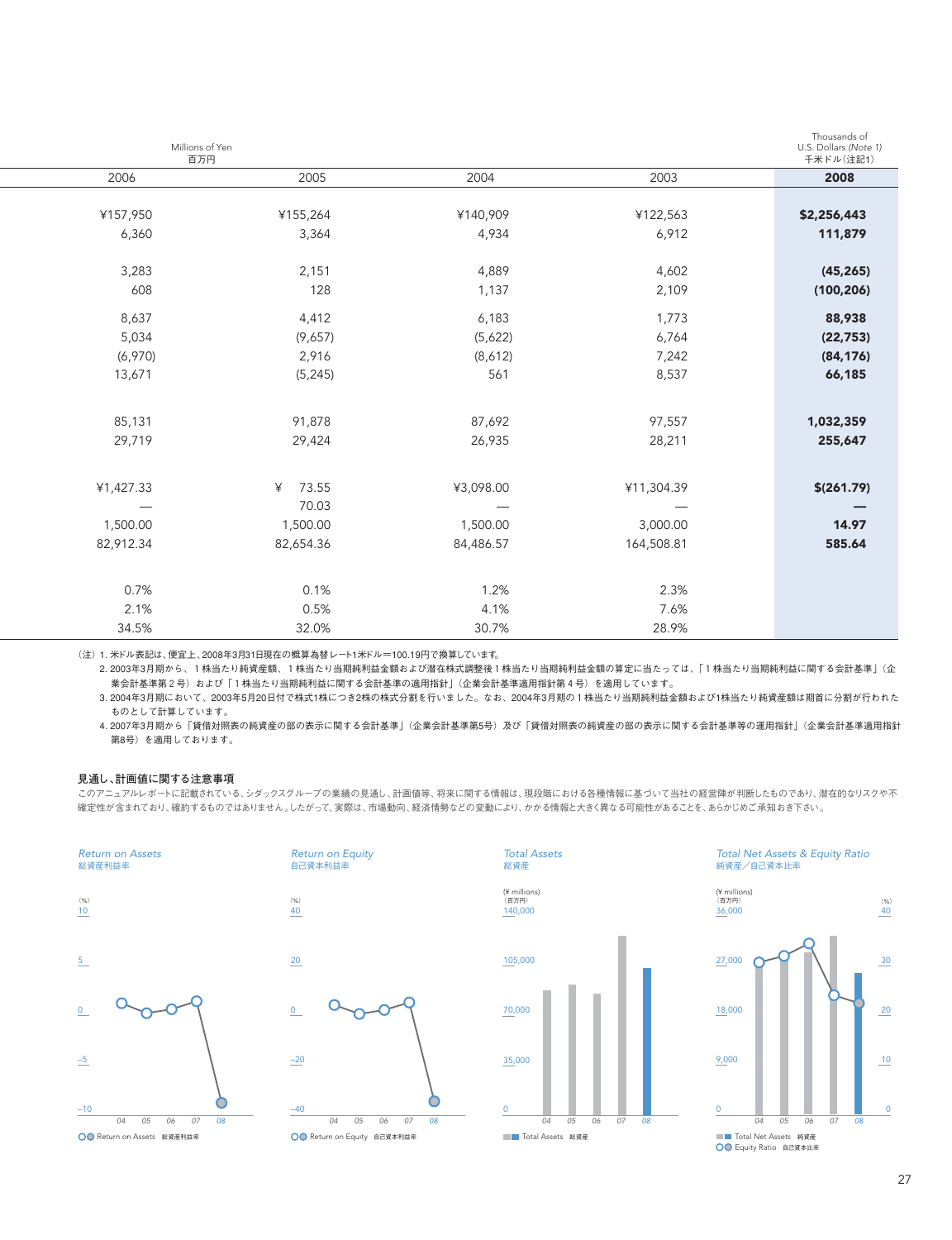| Millions of Yen 百万円 | | | | Thousands of U.S. Dollars *(Note 1)* 千米ドル(注記1) |
|---|---|---|---|---|
| 2006 | 2005 | 2004 | 2003 | **2008** |
| ¥157,950 | ¥155,264 | ¥140,909 | ¥122,563 | **$2,256,443** |
| 6,360 | 3,364 | 4,934 | 6,912 | **111,879** |
| 3,283 | 2,151 | 4,889 | 4,602 | **(45,265)** |
| 608 | 128 | 1,137 | 2,109 | **(100,206)** |
| 8,637 | 4,412 | 6,183 | 1,773 | **88,938** |
| 5,034 | (9,657) | (5,622) | 6,764 | **(22,753)** |
| (6,970) | 2,916 | (8,612) | 7,242 | **(84,176)** |
| 13,671 | (5,245) | 561 | 8,537 | **66,185** |
| 85,131 | 91,878 | 87,692 | 97,557 | **1,032,359** |
| 29,719 | 29,424 | 26,935 | 28,211 | **255,647** |
| ¥1,427.33 | ¥ 73.55 | ¥3,098.00 | ¥11,304.39 | **$(261.79)** |
| — | 70.03 | — | — | **—** |
| 1,500.00 | 1,500.00 | 1,500.00 | 3,000.00 | **14.97** |
| 82,912.34 | 82,654.36 | 84,486.57 | 164,508.81 | **585.64** |
| 0.7% | 0.1% | 1.2% | 2.3% | |
| 2.1% | 0.5% | 4.1% | 7.6% | |
| 34.5% | 32.0% | 30.7% | 28.9% | |

(注) 1. 米ドル表記は、便宜上、2008年3月31日現在の概算為替レート1米ドル＝100.19円で換算しています。
2. 2003年3月期から、1株当たり純資産額、1株当たり当期純利益金額および潜在株式調整後1株当たり当期純利益金額の算定に当たっては、「1株当たり当期純利益に関する会計基準」(企業会計基準第2号) および「1株当たり当期純利益に関する会計基準の適用指針」(企業会計基準適用指針第4号) を適用しています。
3. 2004年3月期において、2003年5月20日付で株式1株につき2株の株式分割を行いました。なお、2004年3月期の1株当たり当期純利益金額および1株当たり純資産額は期首に分割が行われたものとして計算しています。
4. 2007年3月期から「貸借対照表の純資産の部の表示に関する会計基準」(企業会計基準第5号) 及び「貸借対照表の純資産の部の表示に関する会計基準等の運用指針」(企業会計基準適用指針第8号) を適用しております。

### 見通し、計画値に関する注意事項

このアニュアルレポートに記載されている、シダックスグループの業績の見通し、計画値等、将来に関する情報は、現段階における各種情報に基づいて当社の経営陣が判断したものであり、潜在的なリスクや不確定性が含まれており、確約するものではありません。したがって、実際は、市場動向、経済情勢などの変動により、かかる情報と大きく異なる可能性があることを、あらかじめご承知おき下さい。

*Return on Assets*
総資産利益率

*Return on Equity*
自己資本利益率

*Total Assets*
総資産

*Total Net Assets & Equity Ratio*
純資産／自己資本比率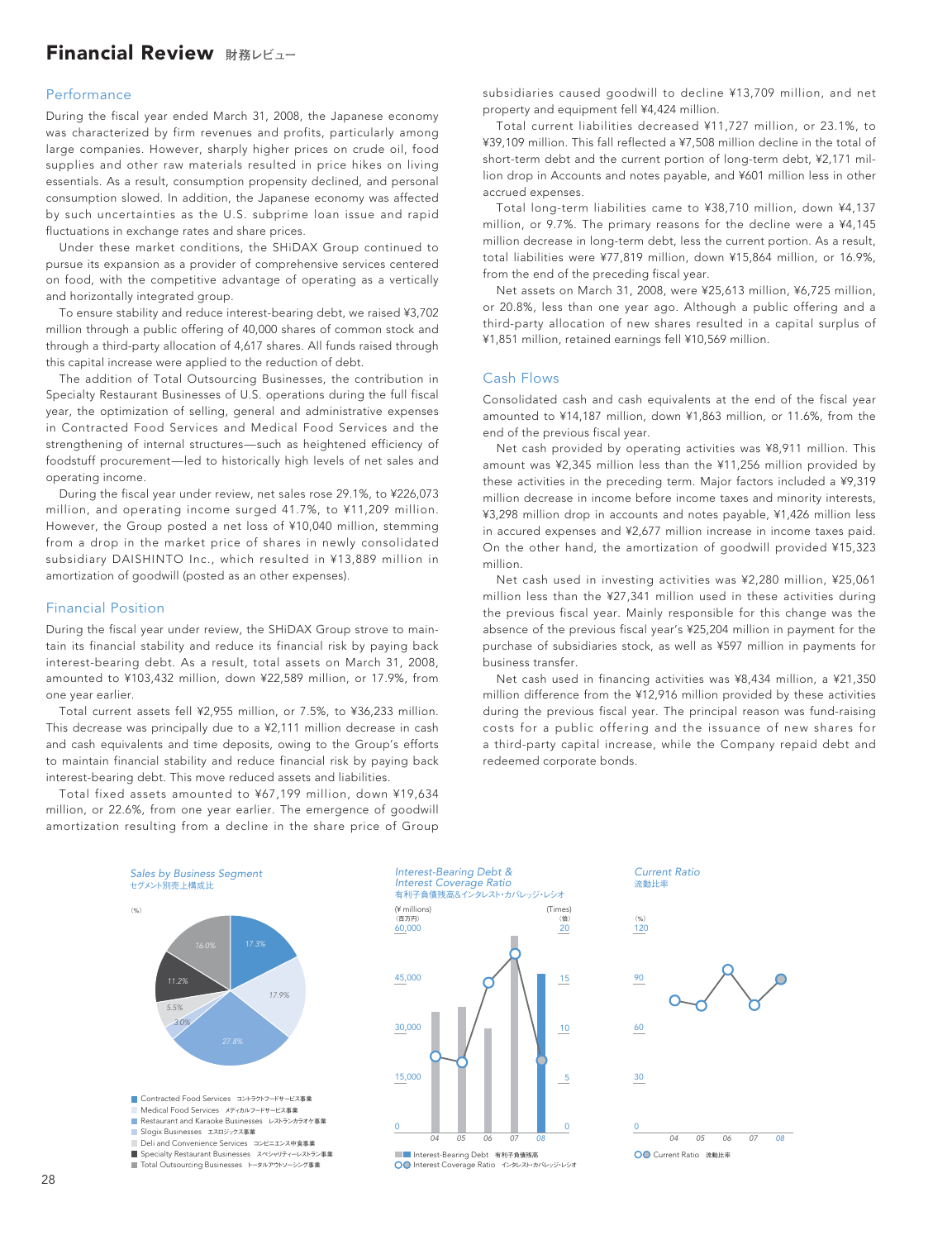# Financial Review 財務レビュー

## Performance

During the fiscal year ended March 31, 2008, the Japanese economy was characterized by firm revenues and profits, particularly among large companies. However, sharply higher prices on crude oil, food supplies and other raw materials resulted in price hikes on living essentials. As a result, consumption propensity declined, and personal consumption slowed. In addition, the Japanese economy was affected by such uncertainties as the U.S. subprime loan issue and rapid fluctuations in exchange rates and share prices.

Under these market conditions, the SHiDAX Group continued to pursue its expansion as a provider of comprehensive services centered on food, with the competitive advantage of operating as a vertically and horizontally integrated group.

To ensure stability and reduce interest-bearing debt, we raised ¥3,702 million through a public offering of 40,000 shares of common stock and through a third-party allocation of 4,617 shares. All funds raised through this capital increase were applied to the reduction of debt.

The addition of Total Outsourcing Businesses, the contribution in Specialty Restaurant Businesses of U.S. operations during the full fiscal year, the optimization of selling, general and administrative expenses in Contracted Food Services and Medical Food Services and the strengthening of internal structures—such as heightened efficiency of foodstuff procurement—led to historically high levels of net sales and operating income.

During the fiscal year under review, net sales rose 29.1%, to ¥226,073 million, and operating income surged 41.7%, to ¥11,209 million. However, the Group posted a net loss of ¥10,040 million, stemming from a drop in the market price of shares in newly consolidated subsidiary DAISHINTO Inc., which resulted in ¥13,889 million in amortization of goodwill (posted as an other expenses).

## Financial Position

During the fiscal year under review, the SHiDAX Group strove to maintain its financial stability and reduce its financial risk by paying back interest-bearing debt. As a result, total assets on March 31, 2008, amounted to ¥103,432 million, down ¥22,589 million, or 17.9%, from one year earlier.

Total current assets fell ¥2,955 million, or 7.5%, to ¥36,233 million. This decrease was principally due to a ¥2,111 million decrease in cash and cash equivalents and time deposits, owing to the Group's efforts to maintain financial stability and reduce financial risk by paying back interest-bearing debt. This move reduced assets and liabilities.

Total fixed assets amounted to ¥67,199 million, down ¥19,634 million, or 22.6%, from one year earlier. The emergence of goodwill amortization resulting from a decline in the share price of Group subsidiaries caused goodwill to decline ¥13,709 million, and net property and equipment fell ¥4,424 million.

Total current liabilities decreased ¥11,727 million, or 23.1%, to ¥39,109 million. This fall reflected a ¥7,508 million decline in the total of short-term debt and the current portion of long-term debt, ¥2,171 million drop in Accounts and notes payable, and ¥601 million less in other accrued expenses.

Total long-term liabilities came to ¥38,710 million, down ¥4,137 million, or 9.7%. The primary reasons for the decline were a ¥4,145 million decrease in long-term debt, less the current portion. As a result, total liabilities were ¥77,819 million, down ¥15,864 million, or 16.9%, from the end of the preceding fiscal year.

Net assets on March 31, 2008, were ¥25,613 million, ¥6,725 million, or 20.8%, less than one year ago. Although a public offering and a third-party allocation of new shares resulted in a capital surplus of ¥1,851 million, retained earnings fell ¥10,569 million.

## Cash Flows

Consolidated cash and cash equivalents at the end of the fiscal year amounted to ¥14,187 million, down ¥1,863 million, or 11.6%, from the end of the previous fiscal year.

Net cash provided by operating activities was ¥8,911 million. This amount was ¥2,345 million less than the ¥11,256 million provided by these activities in the preceding term. Major factors included a ¥9,319 million decrease in income before income taxes and minority interests, ¥3,298 million drop in accounts and notes payable, ¥1,426 million less in accured expenses and ¥2,677 million increase in income taxes paid. On the other hand, the amortization of goodwill provided ¥15,323 million.

Net cash used in investing activities was ¥2,280 million, ¥25,061 million less than the ¥27,341 million used in these activities during the previous fiscal year. Mainly responsible for this change was the absence of the previous fiscal year's ¥25,204 million in payment for the purchase of subsidiaries stock, as well as ¥597 million in payments for business transfer.

Net cash used in financing activities was ¥8,434 million, a ¥21,350 million difference from the ¥12,916 million provided by these activities during the previous fiscal year. The principal reason was fund-raising costs for a public offering and the issuance of new shares for a third-party capital increase, while the Company repaid debt and redeemed corporate bonds.

*Sales by Business Segment*
セグメント別売上構成比
(%)

- Contracted Food Services コントラクトフードサービス事業 17.3%
- Medical Food Services メディカルフードサービス事業 17.9%
- Restaurant and Karaoke Businesses レストランカラオケ事業 27.8%
- Slogix Businesses エスロジックス事業 3.0%
- Deli and Convenience Services コンビニエンス中食事業 5.5%
- Specialty Restaurant Businesses スペシャリティーレストラン事業 11.2%
- Total Outsourcing Businesses トータルアウトソーシング事業 16.0%

*Interest-Bearing Debt & Interest Coverage Ratio*
有利子負債残高&インタレスト・カバレッジ・レシオ
(¥ millions)(百万円) / (Times)(倍)
04 05 06 07 08
Interest-Bearing Debt 有利子負債残高
Interest Coverage Ratio インタレスト・カバレッジ・レシオ

*Current Ratio*
流動比率
(%)
04 05 06 07 08
Current Ratio 流動比率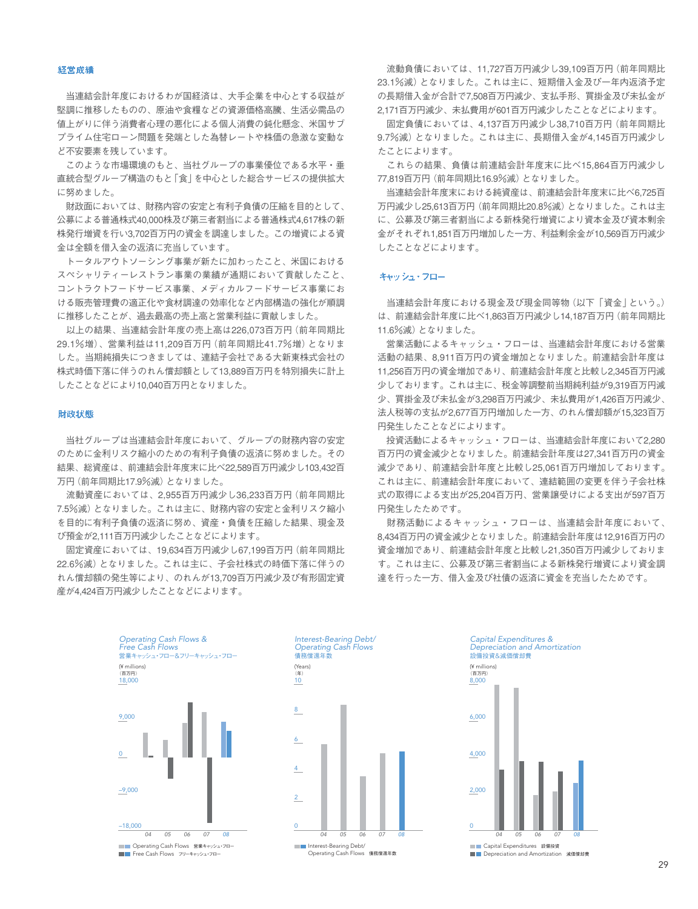## 経営成績

当連結会計年度におけるわが国経済は、大手企業を中心とする収益が堅調に推移したものの、原油や食糧などの資源価格高騰、生活必需品の値上がりに伴う消費者心理の悪化による個人消費の鈍化懸念、米国サブプライム住宅ローン問題を発端とした為替レートや株価の急激な変動など不安要素を残しています。

このような市場環境のもと、当社グループの事業優位である水平・垂直統合型グループ構造のもと「食」を中心とした総合サービスの提供拡大に努めました。

財政面においては、財務内容の安定と有利子負債の圧縮を目的として、公募による普通株式40,000株及び第三者割当による普通株式4,617株の新株発行増資を行い3,702百万円の資金を調達しました。この増資による資金は全額を借入金の返済に充当しています。

トータルアウトソーシング事業が新たに加わったこと、米国におけるスペシャリティーレストラン事業の業績が通期において貢献したこと、コントラクトフードサービス事業、メディカルフードサービス事業における販売管理費の適正化や食材調達の効率化など内部構造の強化が順調に推移したことが、過去最高の売上高と営業利益に貢献しました。

以上の結果、当連結会計年度の売上高は226,073百万円（前年同期比29.1%増）、営業利益は11,209百万円（前年同期比41.7%増）となりました。当期純損失につきましては、連結子会社である大新東株式会社の株式時価下落に伴うのれん償却額として13,889百万円を特別損失に計上したことなどにより10,040百万円となりました。

## 財政状態

当社グループは当連結会計年度において、グループの財務内容の安定のために金利リスク縮小のための有利子負債の返済に努めました。その結果、総資産は、前連結会計年度末に比べ22,589百万円減少し103,432百万円（前年同期比17.9%減）となりました。

流動資産においては、2,955百万円減少し36,233百万円（前年同期比7.5%減）となりました。これは主に、財務内容の安定と金利リスク縮小を目的に有利子負債の返済に努め、資産・負債を圧縮した結果、現金及び預金が2,111百万円減少したことなどによります。

固定資産においては、19,634百万円減少し67,199百万円（前年同期比22.6%減）となりました。これは主に、子会社株式の時価下落に伴うのれん償却額の発生等により、のれんが13,709百万円減少及び有形固定資産が4,424百万円減少したことなどによります。

流動負債においては、11,727百万円減少し39,109百万円（前年同期比23.1%減）となりました。これは主に、短期借入金及び一年内返済予定の長期借入金が合計で7,508百万円減少、支払手形、買掛金及び未払金が2,171百万円減少、未払費用が601百万円減少したことなどによります。

固定負債においては、4,137百万円減少し38,710百万円（前年同期比9.7%減）となりました。これは主に、長期借入金が4,145百万円減少したことによります。

これらの結果、負債は前連結会計年度末に比べ15,864百万円減少し77,819百万円（前年同期比16.9%減）となりました。

当連結会計年度末における純資産は、前連結会計年度末に比べ6,725百万円減少し25,613百万円（前年同期比20.8%減）となりました。これは主に、公募及び第三者割当による新株発行増資により資本金及び資本剰余金がそれぞれ1,851百万円増加した一方、利益剰余金が10,569百万円減少したことなどによります。

## キャッシュ・フロー

当連結会計年度における現金及び現金同等物（以下「資金」という。）は、前連結会計年度に比べ1,863百万円減少し14,187百万円（前年同期比11.6%減）となりました。

営業活動によるキャッシュ・フローは、当連結会計年度における営業活動の結果、8,911百万円の資金増加となりました。前連結会計年度は11,256百万円の資金増加であり、前連結会計年度と比較し2,345百万円減少しております。これは主に、税金等調整前当期純利益が9,319百万円減少、買掛金及び未払金が3,298百万円減少、未払費用が1,426百万円減少、法人税等の支払が2,677百万円増加した一方、のれん償却額が15,323百万円発生したことなどによります。

投資活動によるキャッシュ・フローは、当連結会計年度において2,280百万円の資金減少となりました。前連結会計年度は27,341百万円の資金減少であり、前連結会計年度と比較し25,061百万円増加しております。これは主に、前連結会計年度において、連結範囲の変更を伴う子会社株式の取得による支出が25,204百万円、営業譲受けによる支出が597百万円発生したためです。

財務活動によるキャッシュ・フローは、当連結会計年度において、8,434百万円の資金減少となりました。前連結会計年度は12,916百万円の資金増加であり、前連結会計年度と比較し21,350百万円減少しております。これは主に、公募及び第三者割当による新株発行増資により資金調達を行った一方、借入金及び社債の返済に資金を充当したためです。

*Operating Cash Flows & Free Cash Flows*
営業キャッシュ・フロー&フリーキャッシュ・フロー
(¥ millions)（百万円）
Operating Cash Flows 営業キャッシュ・フロー / Free Cash Flows フリーキャッシュ・フロー

*Interest-Bearing Debt/ Operating Cash Flows*
債務償還年数
(Years)（年）
Interest-Bearing Debt/ Operating Cash Flows 債務償還年数

*Capital Expenditures & Depreciation and Amortization*
設備投資&減価償却費
(¥ millions)（百万円）
Capital Expenditures 設備投資 / Depreciation and Amortization 減価償却費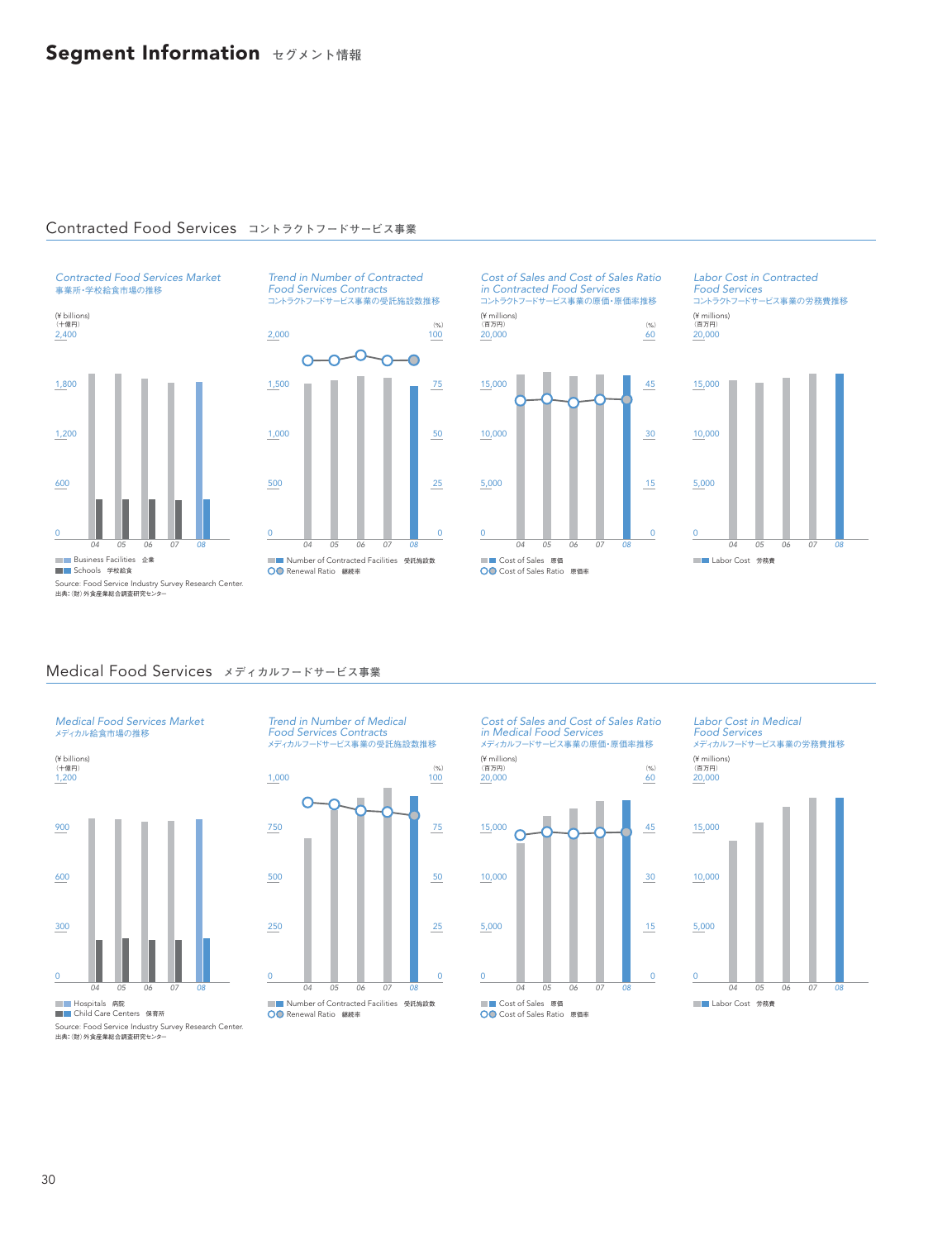# Segment Information セグメント情報

## Contracted Food Services コントラクトフードサービス事業

*Contracted Food Services Market*
事業所・学校給食市場の推移

(¥ billions)
（十億円）
2,400
1,800
1,200
600
0
04 05 06 07 08

Business Facilities 企業
Schools 学校給食

Source: Food Service Industry Survey Research Center.
出典：(財) 外食産業総合調査研究センター

*Trend in Number of Contracted Food Services Contracts*
コントラクトフードサービス事業の受託施設数推移

2,000 / 100
1,500 / 75
1,000 / 50
500 / 25
0 / 0
(%)
04 05 06 07 08

Number of Contracted Facilities 受託施設数
Renewal Ratio 継続率

*Cost of Sales and Cost of Sales Ratio in Contracted Food Services*
コントラクトフードサービス事業の原価・原価率推移

(¥ millions)
（百万円）
20,000 / 60
15,000 / 45
10,000 / 30
5,000 / 15
0 / 0
(%)
04 05 06 07 08

Cost of Sales 原価
Cost of Sales Ratio 原価率

*Labor Cost in Contracted Food Services*
コントラクトフードサービス事業の労務費推移

(¥ millions)
（百万円）
20,000
15,000
10,000
5,000
0
04 05 06 07 08

Labor Cost 労務費

## Medical Food Services メディカルフードサービス事業

*Medical Food Services Market*
メディカル給食市場の推移

(¥ billions)
（十億円）
1,200
900
600
300
0
04 05 06 07 08

Hospitals 病院
Child Care Centers 保育所

Source: Food Service Industry Survey Research Center.
出典：(財) 外食産業総合調査研究センター

*Trend in Number of Medical Food Services Contracts*
メディカルフードサービス事業の受託施設数推移

1,000 / 100
750 / 75
500 / 50
250 / 25
0 / 0
(%)
04 05 06 07 08

Number of Contracted Facilities 受託施設数
Renewal Ratio 継続率

*Cost of Sales and Cost of Sales Ratio in Medical Food Services*
メディカルフードサービス事業の原価・原価率推移

(¥ millions)
（百万円）
20,000 / 60
15,000 / 45
10,000 / 30
5,000 / 15
0 / 0
(%)
04 05 06 07 08

Cost of Sales 原価
Cost of Sales Ratio 原価率

*Labor Cost in Medical Food Services*
メディカルフードサービス事業の労務費推移

(¥ millions)
（百万円）
20,000
15,000
10,000
5,000
0
04 05 06 07 08

Labor Cost 労務費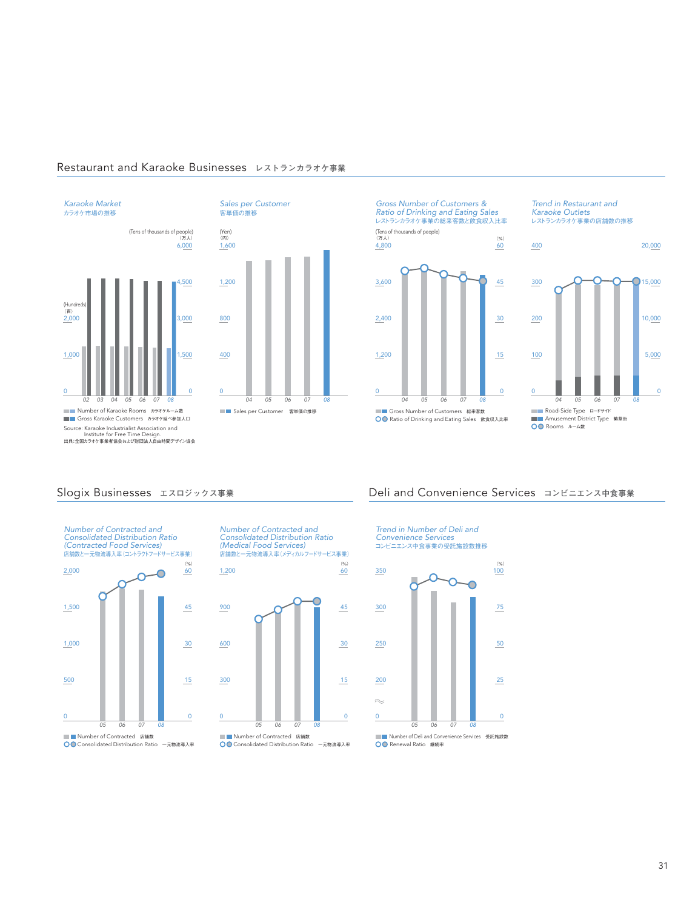## Restaurant and Karaoke Businesses　レストランカラオケ事業

### *Karaoke Market*
カラオケ市場の推移

(Hundreds)（百）
(Tens of thousands of people)（万人）

2,000 / 1,000 / 0
6,000 / 4,500 / 3,000 / 1,500 / 0

02　03　04　05　06　07　08

Number of Karaoke Rooms　カラオケルーム数
Gross Karaoke Customers　カラオケ延べ参加人口

Source: Karaoke Industrialist Association and Institute for Free Time Design.
出典：全国カラオケ事業者協会および財団法人自由時間デザイン協会

### *Sales per Customer*
客単価の推移

(Yen)（円）

1,600 / 1,200 / 800 / 400 / 0

04　05　06　07　08

Sales per Customer　客単価の推移

### *Gross Number of Customers & Ratio of Drinking and Eating Sales*
レストランカラオケ事業の総来客数と飲食収入比率

(Tens of thousands of people)（万人）　(%)

4,800 / 3,600 / 2,400 / 1,200 / 0
60 / 45 / 30 / 15 / 0

04　05　06　07　08

Gross Number of Customers　総来客数
Ratio of Drinking and Eating Sales　飲食収入比率

### *Trend in Restaurant and Karaoke Outlets*
レストランカラオケ事業の店舗数の推移

400 / 300 / 200 / 100 / 0
20,000 / 15,000 / 10,000 / 5,000 / 0

04　05　06　07　08

Road-Side Type　ロードサイド
Amusement District Type　繁華街
Rooms　ルーム数

## Slogix Businesses　エスロジックス事業

### *Number of Contracted and Consolidated Distribution Ratio (Contracted Food Services)*
店舗数と一元物流導入率（コントラクトフードサービス事業）

(%)

2,000 / 1,500 / 1,000 / 500 / 0
60 / 45 / 30 / 15 / 0

05　06　07　08

Number of Contracted　店舗数
Consolidated Distribution Ratio　一元物流導入率

### *Number of Contracted and Consolidated Distribution Ratio (Medical Food Services)*
店舗数と一元物流導入率（メディカルフードサービス事業）

(%)

1,200 / 900 / 600 / 300 / 0
60 / 45 / 30 / 15 / 0

05　06　07　08

Number of Contracted　店舗数
Consolidated Distribution Ratio　一元物流導入率

## Deli and Convenience Services　コンビニエンス中食事業

### *Trend in Number of Deli and Convenience Services*
コンビニエンス中食事業の受託施設数推移

(%)

350 / 300 / 250 / 200 / 0
100 / 75 / 50 / 25 / 0

05　06　07　08

Number of Deli and Convenience Services　受託施設数
Renewal Ratio　継続率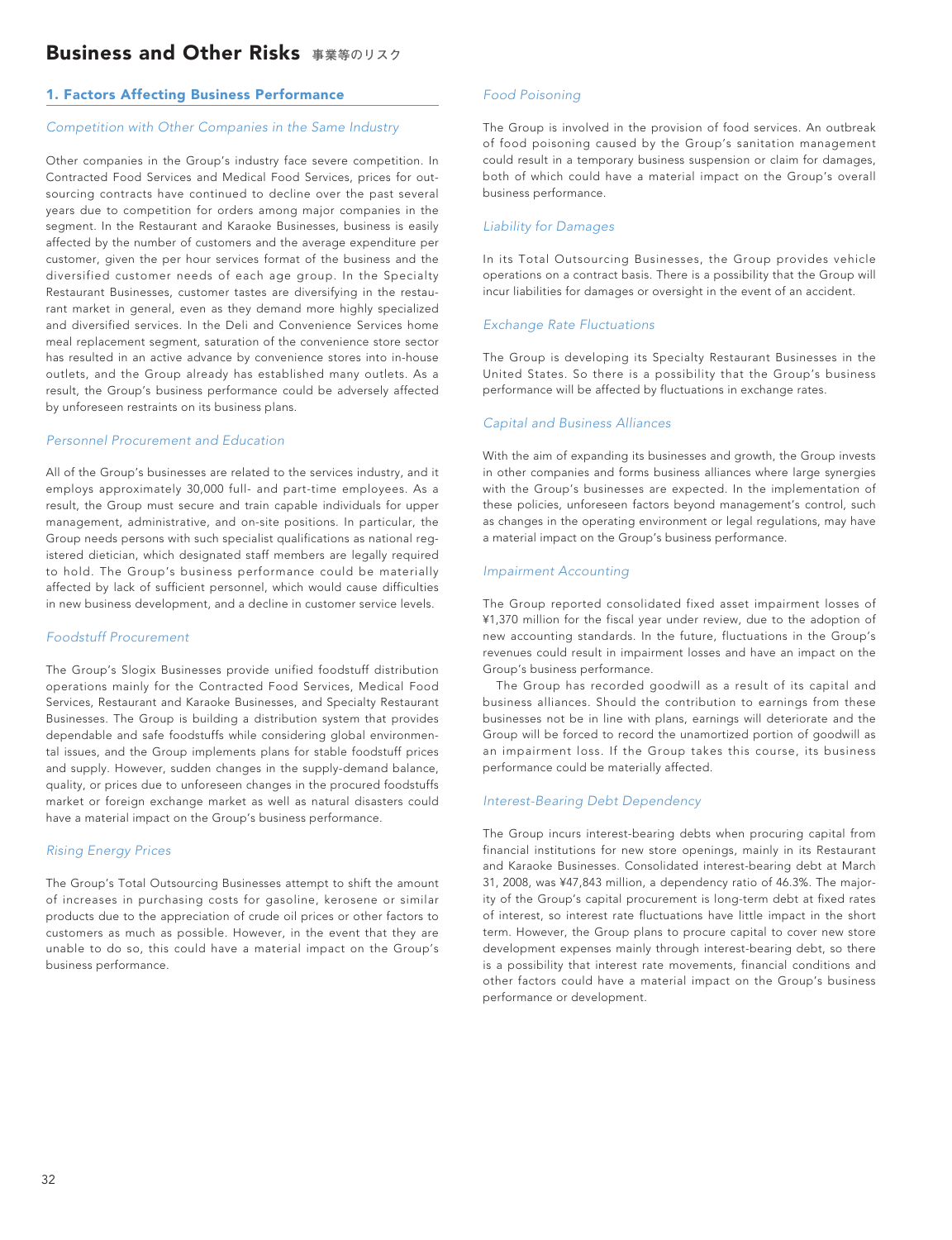# Business and Other Risks 事業等のリスク

## 1. Factors Affecting Business Performance

### *Competition with Other Companies in the Same Industry*

Other companies in the Group's industry face severe competition. In Contracted Food Services and Medical Food Services, prices for outsourcing contracts have continued to decline over the past several years due to competition for orders among major companies in the segment. In the Restaurant and Karaoke Businesses, business is easily affected by the number of customers and the average expenditure per customer, given the per hour services format of the business and the diversified customer needs of each age group. In the Specialty Restaurant Businesses, customer tastes are diversifying in the restaurant market in general, even as they demand more highly specialized and diversified services. In the Deli and Convenience Services home meal replacement segment, saturation of the convenience store sector has resulted in an active advance by convenience stores into in-house outlets, and the Group already has established many outlets. As a result, the Group's business performance could be adversely affected by unforeseen restraints on its business plans.

### *Personnel Procurement and Education*

All of the Group's businesses are related to the services industry, and it employs approximately 30,000 full- and part-time employees. As a result, the Group must secure and train capable individuals for upper management, administrative, and on-site positions. In particular, the Group needs persons with such specialist qualifications as national registered dietician, which designated staff members are legally required to hold. The Group's business performance could be materially affected by lack of sufficient personnel, which would cause difficulties in new business development, and a decline in customer service levels.

### *Foodstuff Procurement*

The Group's Slogix Businesses provide unified foodstuff distribution operations mainly for the Contracted Food Services, Medical Food Services, Restaurant and Karaoke Businesses, and Specialty Restaurant Businesses. The Group is building a distribution system that provides dependable and safe foodstuffs while considering global environmental issues, and the Group implements plans for stable foodstuff prices and supply. However, sudden changes in the supply-demand balance, quality, or prices due to unforeseen changes in the procured foodstuffs market or foreign exchange market as well as natural disasters could have a material impact on the Group's business performance.

### *Rising Energy Prices*

The Group's Total Outsourcing Businesses attempt to shift the amount of increases in purchasing costs for gasoline, kerosene or similar products due to the appreciation of crude oil prices or other factors to customers as much as possible. However, in the event that they are unable to do so, this could have a material impact on the Group's business performance.

### *Food Poisoning*

The Group is involved in the provision of food services. An outbreak of food poisoning caused by the Group's sanitation management could result in a temporary business suspension or claim for damages, both of which could have a material impact on the Group's overall business performance.

### *Liability for Damages*

In its Total Outsourcing Businesses, the Group provides vehicle operations on a contract basis. There is a possibility that the Group will incur liabilities for damages or oversight in the event of an accident.

### *Exchange Rate Fluctuations*

The Group is developing its Specialty Restaurant Businesses in the United States. So there is a possibility that the Group's business performance will be affected by fluctuations in exchange rates.

### *Capital and Business Alliances*

With the aim of expanding its businesses and growth, the Group invests in other companies and forms business alliances where large synergies with the Group's businesses are expected. In the implementation of these policies, unforeseen factors beyond management's control, such as changes in the operating environment or legal regulations, may have a material impact on the Group's business performance.

### *Impairment Accounting*

The Group reported consolidated fixed asset impairment losses of ¥1,370 million for the fiscal year under review, due to the adoption of new accounting standards. In the future, fluctuations in the Group's revenues could result in impairment losses and have an impact on the Group's business performance.

The Group has recorded goodwill as a result of its capital and business alliances. Should the contribution to earnings from these businesses not be in line with plans, earnings will deteriorate and the Group will be forced to record the unamortized portion of goodwill as an impairment loss. If the Group takes this course, its business performance could be materially affected.

### *Interest-Bearing Debt Dependency*

The Group incurs interest-bearing debts when procuring capital from financial institutions for new store openings, mainly in its Restaurant and Karaoke Businesses. Consolidated interest-bearing debt at March 31, 2008, was ¥47,843 million, a dependency ratio of 46.3%. The majority of the Group's capital procurement is long-term debt at fixed rates of interest, so interest rate fluctuations have little impact in the short term. However, the Group plans to procure capital to cover new store development expenses mainly through interest-bearing debt, so there is a possibility that interest rate movements, financial conditions and other factors could have a material impact on the Group's business performance or development.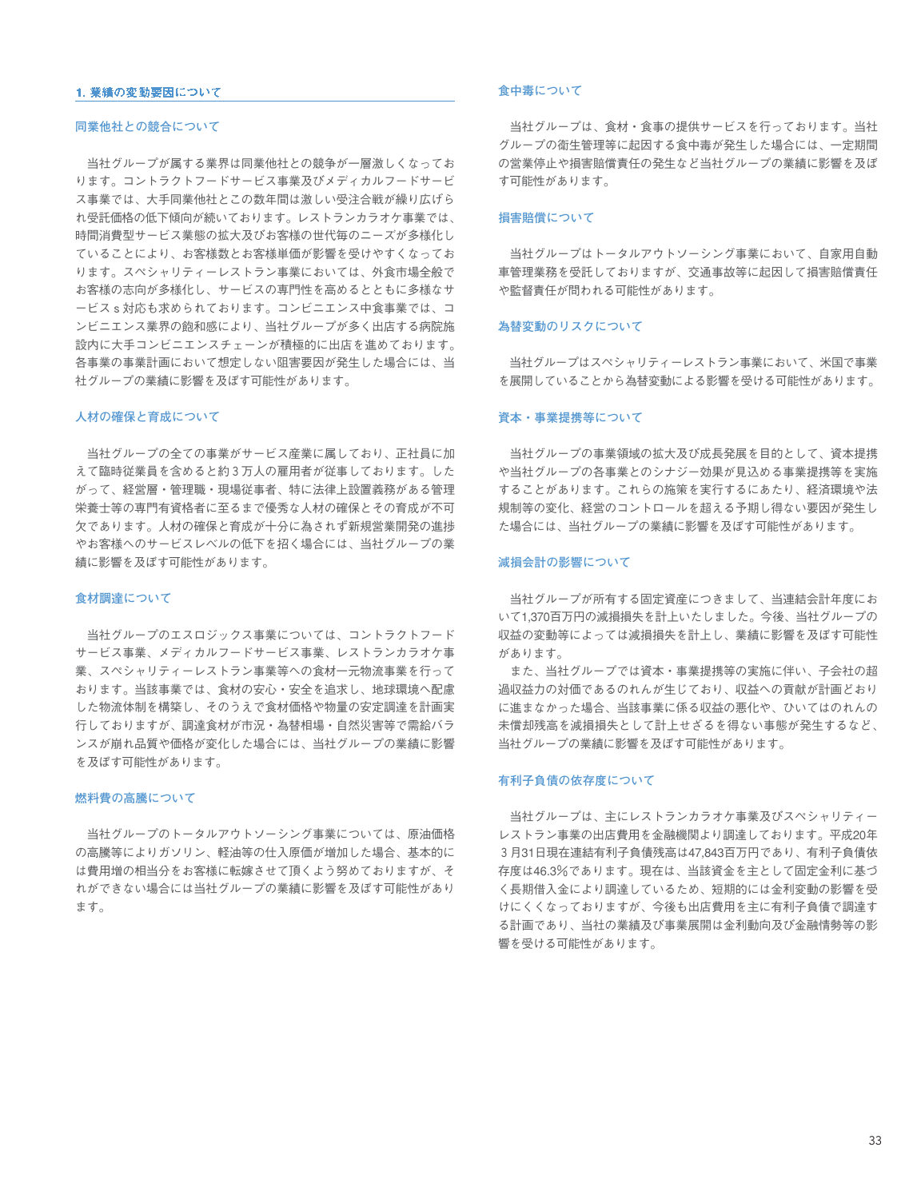## 1. 業績の変動要因について

### 同業他社との競合について

当社グループが属する業界は同業他社との競争が一層激しくなっております。コントラクトフードサービス事業及びメディカルフードサービス事業では、大手同業他社とこの数年間は激しい受注合戦が繰り広げられ受託価格の低下傾向が続いております。レストランカラオケ事業では、時間消費型サービス業態の拡大及びお客様の世代毎のニーズが多様化していることにより、お客様数とお客様単価が影響を受けやすくなっております。スペシャリティーレストラン事業においては、外食市場全般でお客様の志向が多様化し、サービスの専門性を高めるとともに多様なサービスｓ対応も求められております。コンビニエンス中食事業では、コンビニエンス業界の飽和感により、当社グループが多く出店する病院施設内に大手コンビニエンスチェーンが積極的に出店を進めております。各事業の事業計画において想定しない阻害要因が発生した場合には、当社グループの業績に影響を及ぼす可能性があります。

### 人材の確保と育成について

当社グループの全ての事業がサービス産業に属しており、正社員に加えて臨時従業員を含めると約３万人の雇用者が従事しております。したがって、経営層・管理職・現場従事者、特に法律上設置義務がある管理栄養士等の専門有資格者に至るまで優秀な人材の確保とその育成が不可欠であります。人材の確保と育成が十分に為されず新規営業開発の進捗やお客様へのサービスレベルの低下を招く場合には、当社グループの業績に影響を及ぼす可能性があります。

### 食材調達について

当社グループのエスロジックス事業については、コントラクトフードサービス事業、メディカルフードサービス事業、レストランカラオケ事業、スペシャリティーレストラン事業等への食材一元物流事業を行っております。当該事業では、食材の安心・安全を追求し、地球環境へ配慮した物流体制を構築し、そのうえで食材価格や物量の安定調達を計画実行しておりますが、調達食材が市況・為替相場・自然災害等で需給バランスが崩れ品質や価格が変化した場合には、当社グループの業績に影響を及ぼす可能性があります。

### 燃料費の高騰について

当社グループのトータルアウトソーシング事業については、原油価格の高騰等によりガソリン、軽油等の仕入原価が増加した場合、基本的には費用増の相当分をお客様に転嫁させて頂くよう努めておりますが、それができない場合には当社グループの業績に影響を及ぼす可能性があります。

### 食中毒について

当社グループは、食材・食事の提供サービスを行っております。当社グループの衛生管理等に起因する食中毒が発生した場合には、一定期間の営業停止や損害賠償責任の発生など当社グループの業績に影響を及ぼす可能性があります。

### 損害賠償について

当社グループはトータルアウトソーシング事業において、自家用自動車管理業務を受託しておりますが、交通事故等に起因して損害賠償責任や監督責任が問われる可能性があります。

### 為替変動のリスクについて

当社グループはスペシャリティーレストラン事業において、米国で事業を展開していることから為替変動による影響を受ける可能性があります。

### 資本・事業提携等について

当社グループの事業領域の拡大及び成長発展を目的として、資本提携や当社グループの各事業とのシナジー効果が見込める事業提携等を実施することがあります。これらの施策を実行するにあたり、経済環境や法規制等の変化、経営のコントロールを超える予期し得ない要因が発生した場合には、当社グループの業績に影響を及ぼす可能性があります。

### 減損会計の影響について

当社グループが所有する固定資産につきまして、当連結会計年度において1,370百万円の減損損失を計上いたしました。今後、当社グループの収益の変動等によっては減損損失を計上し、業績に影響を及ぼす可能性があります。

また、当社グループでは資本・事業提携等の実施に伴い、子会社の超過収益力の対価であるのれんが生じており、収益への貢献が計画どおりに進まなかった場合、当該事業に係る収益の悪化や、ひいてはのれんの未償却残高を減損損失として計上せざるを得ない事態が発生するなど、当社グループの業績に影響を及ぼす可能性があります。

### 有利子負債の依存度について

当社グループは、主にレストランカラオケ事業及びスペシャリティーレストラン事業の出店費用を金融機関より調達しております。平成20年３月31日現在連結有利子負債残高は47,843百万円であり、有利子負債依存度は46.3%であります。現在は、当該資金を主として固定金利に基づく長期借入金により調達しているため、短期的には金利変動の影響を受けにくくなっておりますが、今後も出店費用を主に有利子負債で調達する計画であり、当社の業績及び事業展開は金利動向及び金融情勢等の影響を受ける可能性があります。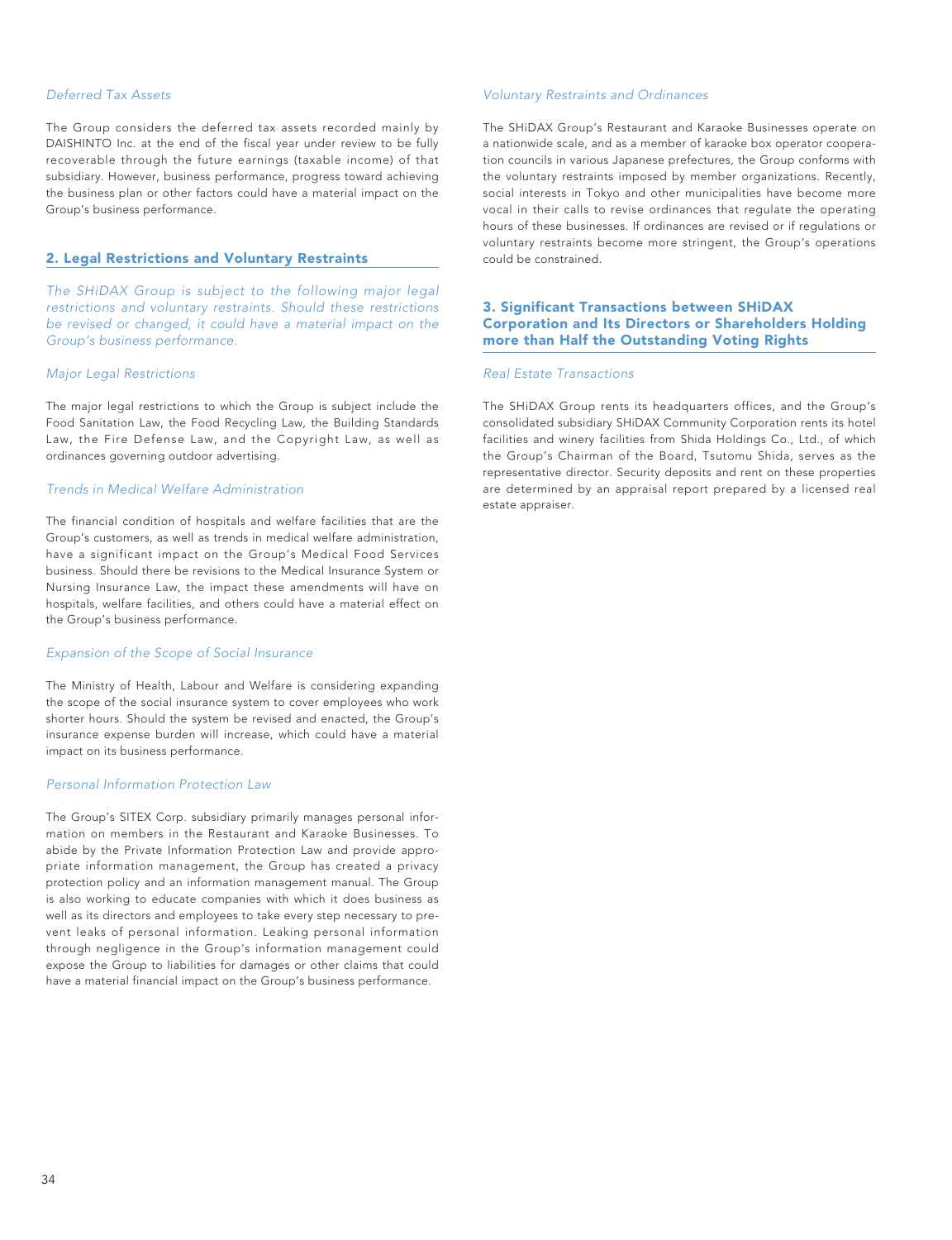### *Deferred Tax Assets*

The Group considers the deferred tax assets recorded mainly by DAISHINTO Inc. at the end of the fiscal year under review to be fully recoverable through the future earnings (taxable income) of that subsidiary. However, business performance, progress toward achieving the business plan or other factors could have a material impact on the Group's business performance.

## 2. Legal Restrictions and Voluntary Restraints

*The SHiDAX Group is subject to the following major legal restrictions and voluntary restraints. Should these restrictions be revised or changed, it could have a material impact on the Group's business performance.*

### *Major Legal Restrictions*

The major legal restrictions to which the Group is subject include the Food Sanitation Law, the Food Recycling Law, the Building Standards Law, the Fire Defense Law, and the Copyright Law, as well as ordinances governing outdoor advertising.

### *Trends in Medical Welfare Administration*

The financial condition of hospitals and welfare facilities that are the Group's customers, as well as trends in medical welfare administration, have a significant impact on the Group's Medical Food Services business. Should there be revisions to the Medical Insurance System or Nursing Insurance Law, the impact these amendments will have on hospitals, welfare facilities, and others could have a material effect on the Group's business performance.

### *Expansion of the Scope of Social Insurance*

The Ministry of Health, Labour and Welfare is considering expanding the scope of the social insurance system to cover employees who work shorter hours. Should the system be revised and enacted, the Group's insurance expense burden will increase, which could have a material impact on its business performance.

### *Personal Information Protection Law*

The Group's SITEX Corp. subsidiary primarily manages personal information on members in the Restaurant and Karaoke Businesses. To abide by the Private Information Protection Law and provide appropriate information management, the Group has created a privacy protection policy and an information management manual. The Group is also working to educate companies with which it does business as well as its directors and employees to take every step necessary to prevent leaks of personal information. Leaking personal information through negligence in the Group's information management could expose the Group to liabilities for damages or other claims that could have a material financial impact on the Group's business performance.

### *Voluntary Restraints and Ordinances*

The SHiDAX Group's Restaurant and Karaoke Businesses operate on a nationwide scale, and as a member of karaoke box operator cooperation councils in various Japanese prefectures, the Group conforms with the voluntary restraints imposed by member organizations. Recently, social interests in Tokyo and other municipalities have become more vocal in their calls to revise ordinances that regulate the operating hours of these businesses. If ordinances are revised or if regulations or voluntary restraints become more stringent, the Group's operations could be constrained.

## 3. Significant Transactions between SHiDAX Corporation and Its Directors or Shareholders Holding more than Half the Outstanding Voting Rights

### *Real Estate Transactions*

The SHiDAX Group rents its headquarters offices, and the Group's consolidated subsidiary SHiDAX Community Corporation rents its hotel facilities and winery facilities from Shida Holdings Co., Ltd., of which the Group's Chairman of the Board, Tsutomu Shida, serves as the representative director. Security deposits and rent on these properties are determined by an appraisal report prepared by a licensed real estate appraiser.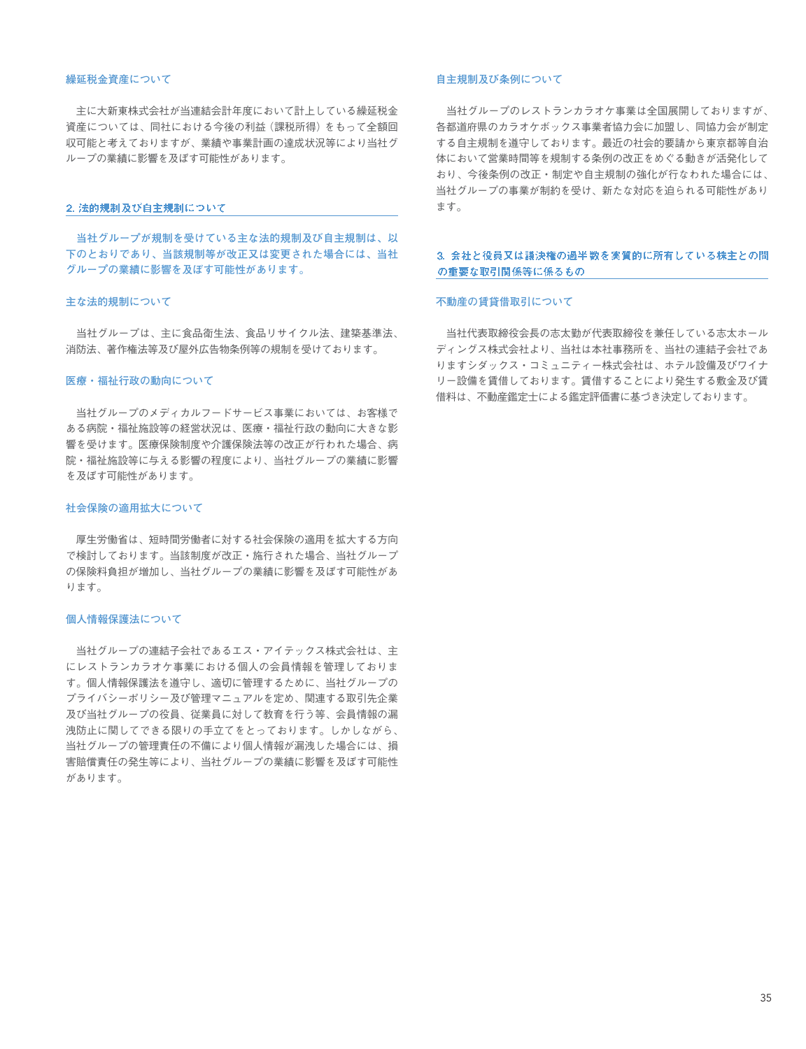#### 繰延税金資産について

主に大新東株式会社が当連結会計年度において計上している繰延税金資産については、同社における今後の利益（課税所得）をもって全額回収可能と考えておりますが、業績や事業計画の達成状況等により当社グループの業績に影響を及ぼす可能性があります。

### 2. 法的規制及び自主規制について

**当社グループが規制を受けている主な法的規制及び自主規制は、以下のとおりであり、当該規制等が改正又は変更された場合には、当社グループの業績に影響を及ぼす可能性があります。**

#### 主な法的規制について

当社グループは、主に食品衛生法、食品リサイクル法、建築基準法、消防法、著作権法等及び屋外広告物条例等の規制を受けております。

#### 医療・福祉行政の動向について

当社グループのメディカルフードサービス事業においては、お客様である病院・福祉施設等の経営状況は、医療・福祉行政の動向に大きな影響を受けます。医療保険制度や介護保険法等の改正が行われた場合、病院・福祉施設等に与える影響の程度により、当社グループの業績に影響を及ぼす可能性があります。

#### 社会保険の適用拡大について

厚生労働省は、短時間労働者に対する社会保険の適用を拡大する方向で検討しております。当該制度が改正・施行された場合、当社グループの保険料負担が増加し、当社グループの業績に影響を及ぼす可能性があります。

#### 個人情報保護法について

当社グループの連結子会社であるエス・アイテックス株式会社は、主にレストランカラオケ事業における個人の会員情報を管理しております。個人情報保護法を遵守し、適切に管理するために、当社グループのプライバシーポリシー及び管理マニュアルを定め、関連する取引先企業及び当社グループの役員、従業員に対して教育を行う等、会員情報の漏洩防止に関してできる限りの手立てをとっております。しかしながら、当社グループの管理責任の不備により個人情報が漏洩した場合には、損害賠償責任の発生等により、当社グループの業績に影響を及ぼす可能性があります。

#### 自主規制及び条例について

当社グループのレストランカラオケ事業は全国展開しておりますが、各都道府県のカラオケボックス事業者協力会に加盟し、同協力会が制定する自主規制を遵守しております。最近の社会的要請から東京都等自治体において営業時間等を規制する条例の改正をめぐる動きが活発化しており、今後条例の改正・制定や自主規制の強化が行なわれた場合には、当社グループの事業が制約を受け、新たな対応を迫られる可能性があります。

### 3. 会社と役員又は議決権の過半数を実質的に所有している株主との間の重要な取引関係等に係るもの

#### 不動産の賃貸借取引について

当社代表取締役会長の志太勤が代表取締役を兼任している志太ホールディングス株式会社より、当社は本社事務所を、当社の連結子会社でありますシダックス・コミュニティー株式会社は、ホテル設備及びワイナリー設備を賃借しております。賃借することにより発生する敷金及び賃借料は、不動産鑑定士による鑑定評価書に基づき決定しております。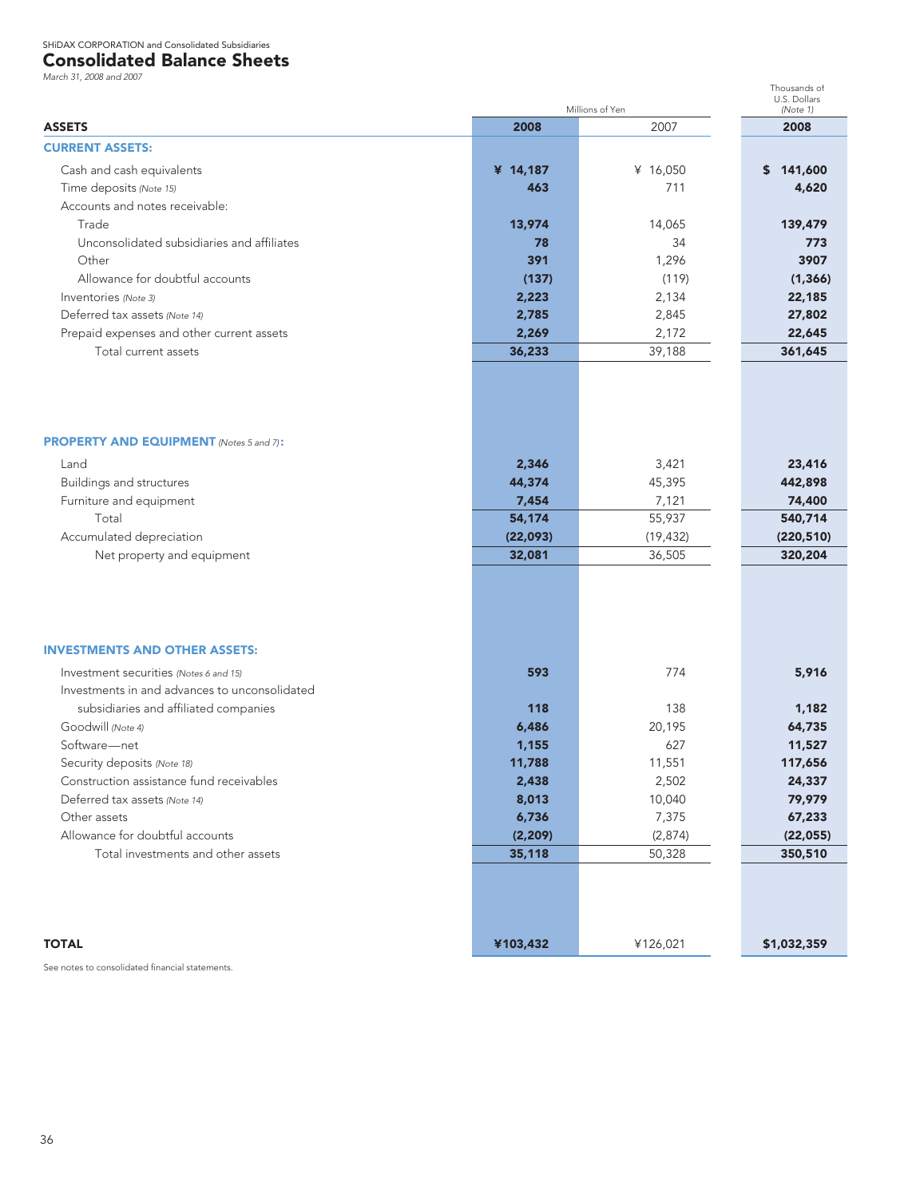SHiDAX CORPORATION and Consolidated Subsidiaries

# Consolidated Balance Sheets

*March 31, 2008 and 2007*

| | Millions of Yen | | Thousands of U.S. Dollars (Note 1) |
|---|---|---|---|
| **ASSETS** | **2008** | 2007 | **2008** |
| **CURRENT ASSETS:** | | | |
| Cash and cash equivalents | **¥ 14,187** | ¥ 16,050 | **$ 141,600** |
| Time deposits *(Note 15)* | **463** | 711 | **4,620** |
| Accounts and notes receivable: | | | |
| Trade | **13,974** | 14,065 | **139,479** |
| Unconsolidated subsidiaries and affiliates | **78** | 34 | **773** |
| Other | **391** | 1,296 | **3907** |
| Allowance for doubtful accounts | **(137)** | (119) | **(1,366)** |
| Inventories *(Note 3)* | **2,223** | 2,134 | **22,185** |
| Deferred tax assets *(Note 14)* | **2,785** | 2,845 | **27,802** |
| Prepaid expenses and other current assets | **2,269** | 2,172 | **22,645** |
| Total current assets | **36,233** | 39,188 | **361,645** |
| **PROPERTY AND EQUIPMENT** *(Notes 5 and 7)*: | | | |
| Land | **2,346** | 3,421 | **23,416** |
| Buildings and structures | **44,374** | 45,395 | **442,898** |
| Furniture and equipment | **7,454** | 7,121 | **74,400** |
| Total | **54,174** | 55,937 | **540,714** |
| Accumulated depreciation | **(22,093)** | (19,432) | **(220,510)** |
| Net property and equipment | **32,081** | 36,505 | **320,204** |
| **INVESTMENTS AND OTHER ASSETS:** | | | |
| Investment securities *(Notes 6 and 15)* | **593** | 774 | **5,916** |
| Investments in and advances to unconsolidated subsidiaries and affiliated companies | **118** | 138 | **1,182** |
| Goodwill *(Note 4)* | **6,486** | 20,195 | **64,735** |
| Software—net | **1,155** | 627 | **11,527** |
| Security deposits *(Note 18)* | **11,788** | 11,551 | **117,656** |
| Construction assistance fund receivables | **2,438** | 2,502 | **24,337** |
| Deferred tax assets *(Note 14)* | **8,013** | 10,040 | **79,979** |
| Other assets | **6,736** | 7,375 | **67,233** |
| Allowance for doubtful accounts | **(2,209)** | (2,874) | **(22,055)** |
| Total investments and other assets | **35,118** | 50,328 | **350,510** |
| **TOTAL** | **¥103,432** | ¥126,021 | **$1,032,359** |

See notes to consolidated financial statements.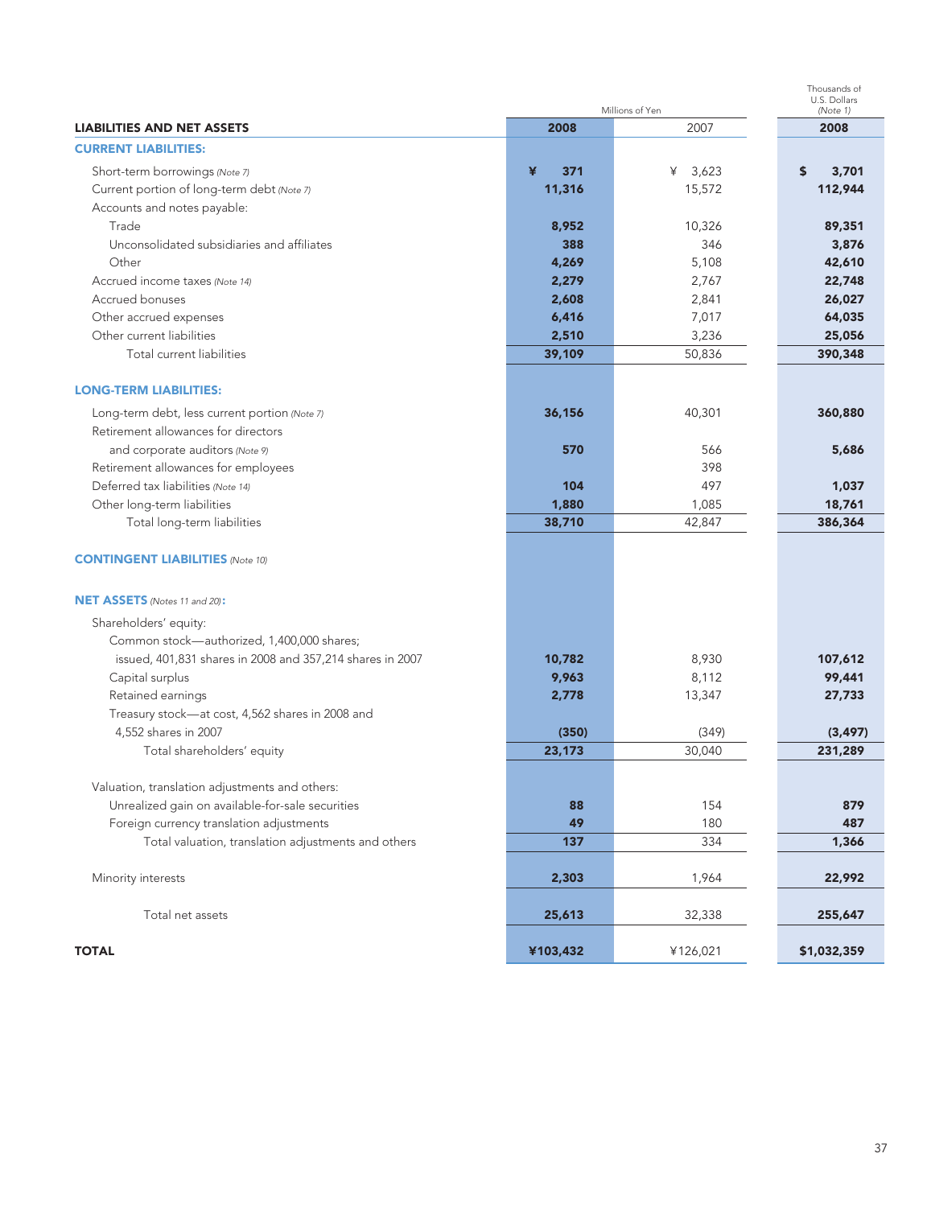| LIABILITIES AND NET ASSETS | Millions of Yen 2008 | Millions of Yen 2007 | Thousands of U.S. Dollars (Note 1) 2008 |
|---|---|---|---|
| **CURRENT LIABILITIES:** | | | |
| Short-term borrowings *(Note 7)* | **¥ 371** | ¥ 3,623 | **$ 3,701** |
| Current portion of long-term debt *(Note 7)* | **11,316** | 15,572 | **112,944** |
| Accounts and notes payable: | | | |
| Trade | **8,952** | 10,326 | **89,351** |
| Unconsolidated subsidiaries and affiliates | **388** | 346 | **3,876** |
| Other | **4,269** | 5,108 | **42,610** |
| Accrued income taxes *(Note 14)* | **2,279** | 2,767 | **22,748** |
| Accrued bonuses | **2,608** | 2,841 | **26,027** |
| Other accrued expenses | **6,416** | 7,017 | **64,035** |
| Other current liabilities | **2,510** | 3,236 | **25,056** |
| Total current liabilities | **39,109** | 50,836 | **390,348** |
| **LONG-TERM LIABILITIES:** | | | |
| Long-term debt, less current portion *(Note 7)* | **36,156** | 40,301 | **360,880** |
| Retirement allowances for directors and corporate auditors *(Note 9)* | **570** | 566 | **5,686** |
| Retirement allowances for employees | | 398 | |
| Deferred tax liabilities *(Note 14)* | **104** | 497 | **1,037** |
| Other long-term liabilities | **1,880** | 1,085 | **18,761** |
| Total long-term liabilities | **38,710** | 42,847 | **386,364** |
| **CONTINGENT LIABILITIES** *(Note 10)* | | | |
| **NET ASSETS** *(Notes 11 and 20)***:** | | | |
| Shareholders' equity: | | | |
| Common stock—authorized, 1,400,000 shares; issued, 401,831 shares in 2008 and 357,214 shares in 2007 | **10,782** | 8,930 | **107,612** |
| Capital surplus | **9,963** | 8,112 | **99,441** |
| Retained earnings | **2,778** | 13,347 | **27,733** |
| Treasury stock—at cost, 4,562 shares in 2008 and 4,552 shares in 2007 | **(350)** | (349) | **(3,497)** |
| Total shareholders' equity | **23,173** | 30,040 | **231,289** |
| Valuation, translation adjustments and others: | | | |
| Unrealized gain on available-for-sale securities | **88** | 154 | **879** |
| Foreign currency translation adjustments | **49** | 180 | **487** |
| Total valuation, translation adjustments and others | **137** | 334 | **1,366** |
| Minority interests | **2,303** | 1,964 | **22,992** |
| Total net assets | **25,613** | 32,338 | **255,647** |
| **TOTAL** | **¥103,432** | ¥126,021 | **$1,032,359** |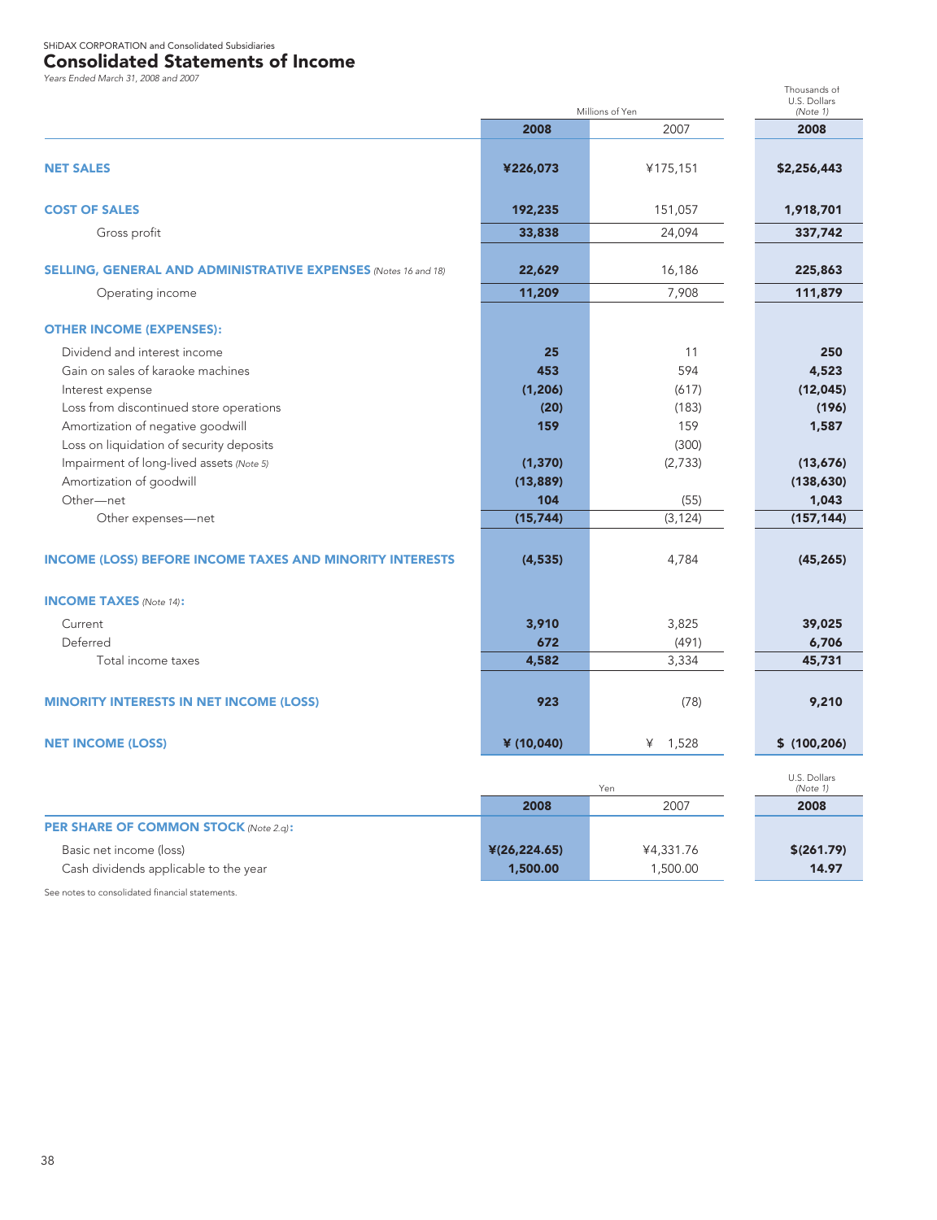SHiDAX CORPORATION and Consolidated Subsidiaries

# Consolidated Statements of Income

*Years Ended March 31, 2008 and 2007*

| | Millions of Yen | | Thousands of U.S. Dollars (Note 1) |
|---|---|---|---|
| | **2008** | 2007 | **2008** |
| **NET SALES** | **¥226,073** | ¥175,151 | **$2,256,443** |
| **COST OF SALES** | **192,235** | 151,057 | **1,918,701** |
| Gross profit | **33,838** | 24,094 | **337,742** |
| **SELLING, GENERAL AND ADMINISTRATIVE EXPENSES** *(Notes 16 and 18)* | **22,629** | 16,186 | **225,863** |
| Operating income | **11,209** | 7,908 | **111,879** |
| **OTHER INCOME (EXPENSES):** | | | |
| Dividend and interest income | **25** | 11 | **250** |
| Gain on sales of karaoke machines | **453** | 594 | **4,523** |
| Interest expense | **(1,206)** | (617) | **(12,045)** |
| Loss from discontinued store operations | **(20)** | (183) | **(196)** |
| Amortization of negative goodwill | **159** | 159 | **1,587** |
| Loss on liquidation of security deposits | | (300) | |
| Impairment of long-lived assets *(Note 5)* | **(1,370)** | (2,733) | **(13,676)** |
| Amortization of goodwill | **(13,889)** | | **(138,630)** |
| Other—net | **104** | (55) | **1,043** |
| Other expenses—net | **(15,744)** | (3,124) | **(157,144)** |
| **INCOME (LOSS) BEFORE INCOME TAXES AND MINORITY INTERESTS** | **(4,535)** | 4,784 | **(45,265)** |
| **INCOME TAXES** *(Note 14)*: | | | |
| Current | **3,910** | 3,825 | **39,025** |
| Deferred | **672** | (491) | **6,706** |
| Total income taxes | **4,582** | 3,334 | **45,731** |
| **MINORITY INTERESTS IN NET INCOME (LOSS)** | **923** | (78) | **9,210** |
| **NET INCOME (LOSS)** | **¥ (10,040)** | ¥ 1,528 | **$ (100,206)** |

| | Yen | | U.S. Dollars (Note 1) |
|---|---|---|---|
| | **2008** | 2007 | **2008** |
| **PER SHARE OF COMMON STOCK** *(Note 2.q)*: | | | |
| Basic net income (loss) | **¥(26,224.65)** | ¥4,331.76 | **$(261.79)** |
| Cash dividends applicable to the year | **1,500.00** | 1,500.00 | **14.97** |

See notes to consolidated financial statements.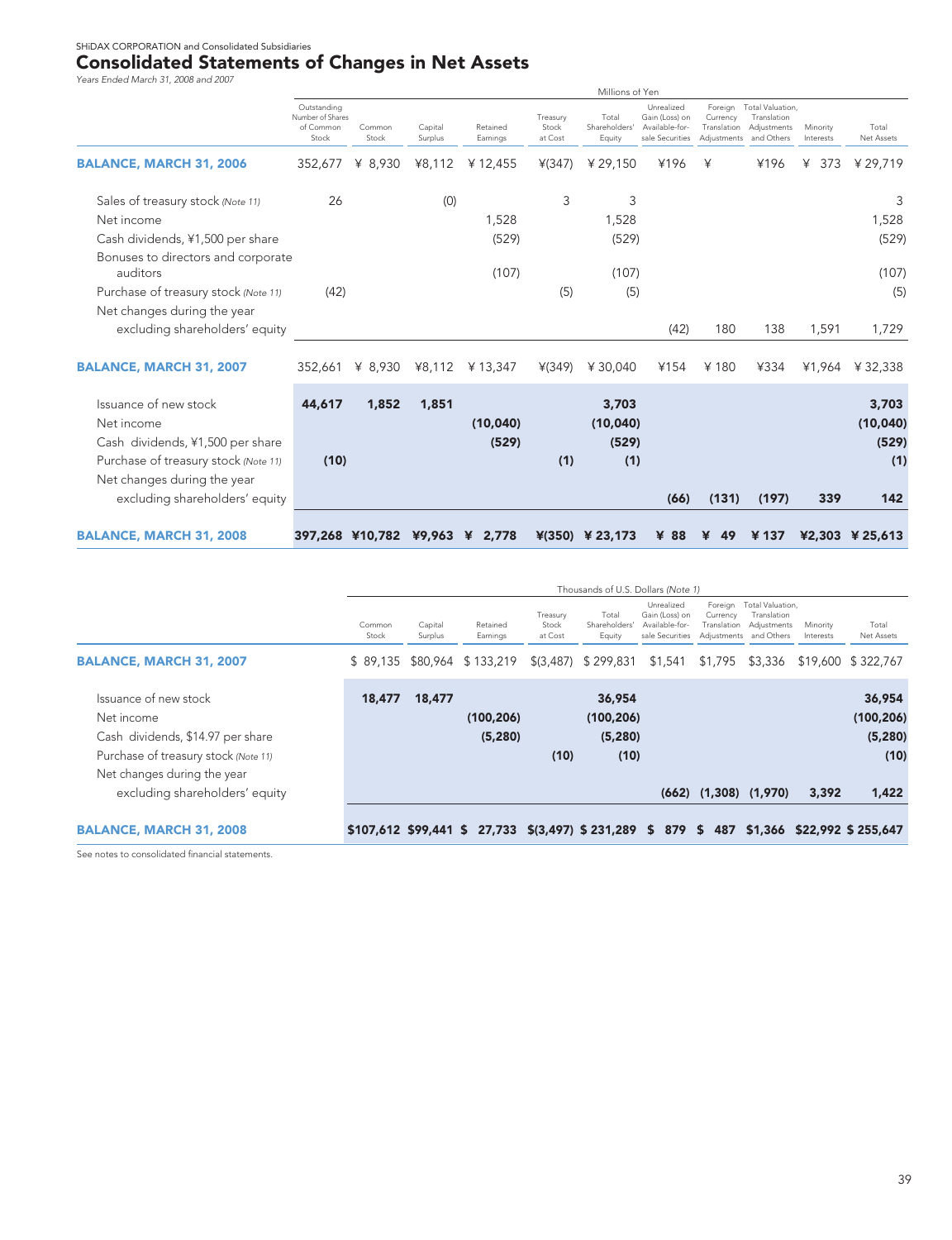SHiDAX CORPORATION and Consolidated Subsidiaries

# Consolidated Statements of Changes in Net Assets

*Years Ended March 31, 2008 and 2007*

| | Millions of Yen | | | | | | | | | | |
|---|---|---|---|---|---|---|---|---|---|---|---|
| | Outstanding Number of Shares of Common Stock | Common Stock | Capital Surplus | Retained Earnings | Treasury Stock at Cost | Total Shareholders' Equity | Unrealized Gain (Loss) on Available-for-sale Securities | Foreign Currency Translation Adjustments | Total Valuation, Translation Adjustments and Others | Minority Interests | Total Net Assets |
| **BALANCE, MARCH 31, 2006** | 352,677 | ¥ 8,930 | ¥8,112 | ¥ 12,455 | ¥(347) | ¥ 29,150 | ¥196 | ¥ | ¥196 | ¥ 373 | ¥ 29,719 |
| Sales of treasury stock *(Note 11)* | 26 | | (0) | | 3 | 3 | | | | | 3 |
| Net income | | | | 1,528 | | 1,528 | | | | | 1,528 |
| Cash dividends, ¥1,500 per share | | | | (529) | | (529) | | | | | (529) |
| Bonuses to directors and corporate auditors | | | | (107) | | (107) | | | | | (107) |
| Purchase of treasury stock *(Note 11)* | (42) | | | | (5) | (5) | | | | | (5) |
| Net changes during the year excluding shareholders' equity | | | | | | | (42) | 180 | 138 | 1,591 | 1,729 |
| **BALANCE, MARCH 31, 2007** | 352,661 | ¥ 8,930 | ¥8,112 | ¥ 13,347 | ¥(349) | ¥ 30,040 | ¥154 | ¥ 180 | ¥334 | ¥1,964 | ¥ 32,338 |
| Issuance of new stock | **44,617** | **1,852** | **1,851** | | | **3,703** | | | | | **3,703** |
| Net income | | | | **(10,040)** | | **(10,040)** | | | | | **(10,040)** |
| Cash dividends, ¥1,500 per share | | | | **(529)** | | **(529)** | | | | | **(529)** |
| Purchase of treasury stock *(Note 11)* | **(10)** | | | | **(1)** | **(1)** | | | | | **(1)** |
| Net changes during the year excluding shareholders' equity | | | | | | | **(66)** | **(131)** | **(197)** | **339** | **142** |
| **BALANCE, MARCH 31, 2008** | **397,268** | **¥10,782** | **¥9,963** | **¥ 2,778** | **¥(350)** | **¥ 23,173** | **¥ 88** | **¥ 49** | **¥ 137** | **¥2,303** | **¥ 25,613** |

| | Thousands of U.S. Dollars *(Note 1)* | | | | | | | | | |
|---|---|---|---|---|---|---|---|---|---|---|
| | Common Stock | Capital Surplus | Retained Earnings | Treasury Stock at Cost | Total Shareholders' Equity | Unrealized Gain (Loss) on Available-for-sale Securities | Foreign Currency Translation Adjustments | Total Valuation, Translation Adjustments and Others | Minority Interests | Total Net Assets |
| **BALANCE, MARCH 31, 2007** | $ 89,135 | $80,964 | $ 133,219 | $(3,487) | $ 299,831 | $1,541 | $1,795 | $3,336 | $19,600 | $ 322,767 |
| Issuance of new stock | **18,477** | **18,477** | | | **36,954** | | | | | **36,954** |
| Net income | | | **(100,206)** | | **(100,206)** | | | | | **(100,206)** |
| Cash dividends, $14.97 per share | | | **(5,280)** | | **(5,280)** | | | | | **(5,280)** |
| Purchase of treasury stock *(Note 11)* | | | | **(10)** | **(10)** | | | | | **(10)** |
| Net changes during the year excluding shareholders' equity | | | | | | **(662)** | **(1,308)** | **(1,970)** | **3,392** | **1,422** |
| **BALANCE, MARCH 31, 2008** | **$107,612** | **$99,441** | **$ 27,733** | **$(3,497)** | **$ 231,289** | **$ 879** | **$ 487** | **$1,366** | **$22,992** | **$ 255,647** |

See notes to consolidated financial statements.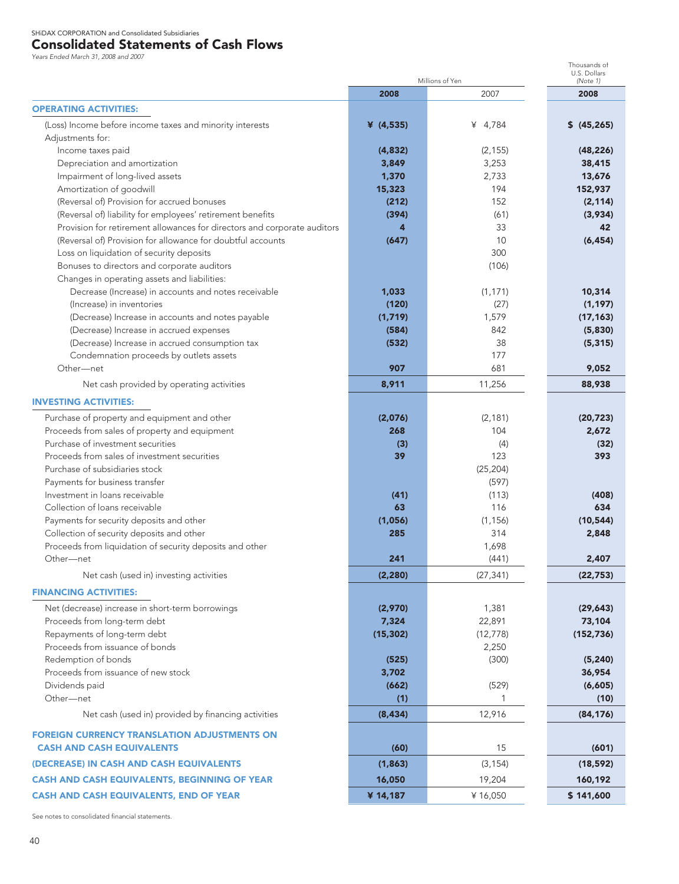SHiDAX CORPORATION and Consolidated Subsidiaries

# Consolidated Statements of Cash Flows

*Years Ended March 31, 2008 and 2007*

| | Millions of Yen | | Thousands of U.S. Dollars (Note 1) |
|---|---|---|---|
| | 2008 | 2007 | 2008 |
| **OPERATING ACTIVITIES:** | | | |
| (Loss) Income before income taxes and minority interests | ¥ (4,535) | ¥ 4,784 | $ (45,265) |
| Adjustments for: | | | |
| Income taxes paid | (4,832) | (2,155) | (48,226) |
| Depreciation and amortization | 3,849 | 3,253 | 38,415 |
| Impairment of long-lived assets | 1,370 | 2,733 | 13,676 |
| Amortization of goodwill | 15,323 | 194 | 152,937 |
| (Reversal of) Provision for accrued bonuses | (212) | 152 | (2,114) |
| (Reversal of) liability for employees' retirement benefits | (394) | (61) | (3,934) |
| Provision for retirement allowances for directors and corporate auditors | 4 | 33 | 42 |
| (Reversal of) Provision for allowance for doubtful accounts | (647) | 10 | (6,454) |
| Loss on liquidation of security deposits | | 300 | |
| Bonuses to directors and corporate auditors | | (106) | |
| Changes in operating assets and liabilities: | | | |
| Decrease (Increase) in accounts and notes receivable | 1,033 | (1,171) | 10,314 |
| (Increase) in inventories | (120) | (27) | (1,197) |
| (Decrease) Increase in accounts and notes payable | (1,719) | 1,579 | (17,163) |
| (Decrease) Increase in accrued expenses | (584) | 842 | (5,830) |
| (Decrease) Increase in accrued consumption tax | (532) | 38 | (5,315) |
| Condemnation proceeds by outlets assets | | 177 | |
| Other—net | 907 | 681 | 9,052 |
| Net cash provided by operating activities | 8,911 | 11,256 | 88,938 |
| **INVESTING ACTIVITIES:** | | | |
| Purchase of property and equipment and other | (2,076) | (2,181) | (20,723) |
| Proceeds from sales of property and equipment | 268 | 104 | 2,672 |
| Purchase of investment securities | (3) | (4) | (32) |
| Proceeds from sales of investment securities | 39 | 123 | 393 |
| Purchase of subsidiaries stock | | (25,204) | |
| Payments for business transfer | | (597) | |
| Investment in loans receivable | (41) | (113) | (408) |
| Collection of loans receivable | 63 | 116 | 634 |
| Payments for security deposits and other | (1,056) | (1,156) | (10,544) |
| Collection of security deposits and other | 285 | 314 | 2,848 |
| Proceeds from liquidation of security deposits and other | | 1,698 | |
| Other—net | 241 | (441) | 2,407 |
| Net cash (used in) investing activities | (2,280) | (27,341) | (22,753) |
| **FINANCING ACTIVITIES:** | | | |
| Net (decrease) increase in short-term borrowings | (2,970) | 1,381 | (29,643) |
| Proceeds from long-term debt | 7,324 | 22,891 | 73,104 |
| Repayments of long-term debt | (15,302) | (12,778) | (152,736) |
| Proceeds from issuance of bonds | | 2,250 | |
| Redemption of bonds | (525) | (300) | (5,240) |
| Proceeds from issuance of new stock | 3,702 | | 36,954 |
| Dividends paid | (662) | (529) | (6,605) |
| Other—net | (1) | 1 | (10) |
| Net cash (used in) provided by financing activities | (8,434) | 12,916 | (84,176) |
| **FOREIGN CURRENCY TRANSLATION ADJUSTMENTS ON CASH AND CASH EQUIVALENTS** | (60) | 15 | (601) |
| **(DECREASE) IN CASH AND CASH EQUIVALENTS** | (1,863) | (3,154) | (18,592) |
| **CASH AND CASH EQUIVALENTS, BEGINNING OF YEAR** | 16,050 | 19,204 | 160,192 |
| **CASH AND CASH EQUIVALENTS, END OF YEAR** | ¥ 14,187 | ¥ 16,050 | $ 141,600 |

See notes to consolidated financial statements.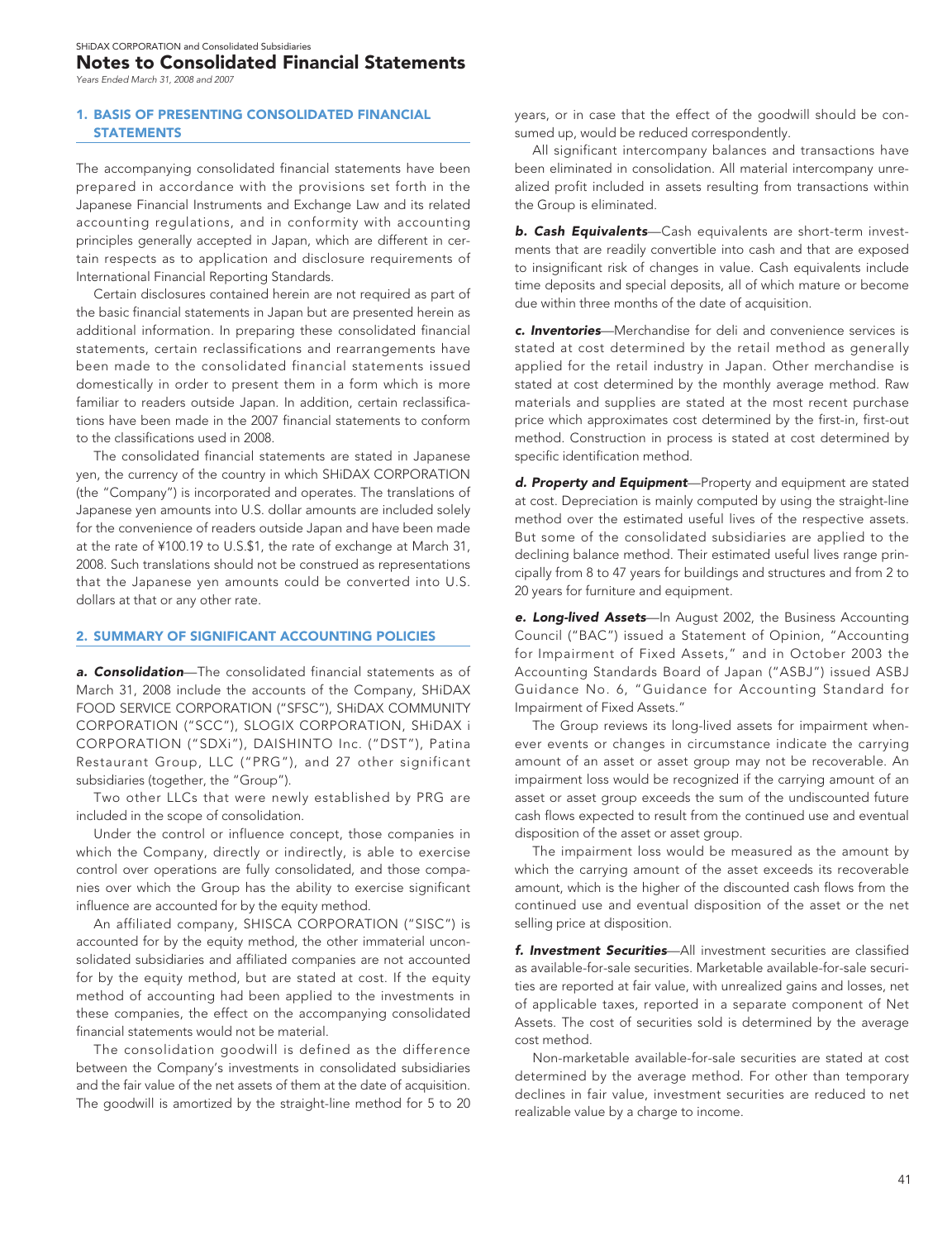SHiDAX CORPORATION and Consolidated Subsidiaries

# Notes to Consolidated Financial Statements

*Years Ended March 31, 2008 and 2007*

## 1. BASIS OF PRESENTING CONSOLIDATED FINANCIAL STATEMENTS

The accompanying consolidated financial statements have been prepared in accordance with the provisions set forth in the Japanese Financial Instruments and Exchange Law and its related accounting regulations, and in conformity with accounting principles generally accepted in Japan, which are different in certain respects as to application and disclosure requirements of International Financial Reporting Standards.

Certain disclosures contained herein are not required as part of the basic financial statements in Japan but are presented herein as additional information. In preparing these consolidated financial statements, certain reclassifications and rearrangements have been made to the consolidated financial statements issued domestically in order to present them in a form which is more familiar to readers outside Japan. In addition, certain reclassifications have been made in the 2007 financial statements to conform to the classifications used in 2008.

The consolidated financial statements are stated in Japanese yen, the currency of the country in which SHiDAX CORPORATION (the "Company") is incorporated and operates. The translations of Japanese yen amounts into U.S. dollar amounts are included solely for the convenience of readers outside Japan and have been made at the rate of ¥100.19 to U.S.$1, the rate of exchange at March 31, 2008. Such translations should not be construed as representations that the Japanese yen amounts could be converted into U.S. dollars at that or any other rate.

## 2. SUMMARY OF SIGNIFICANT ACCOUNTING POLICIES

***a. Consolidation***—The consolidated financial statements as of March 31, 2008 include the accounts of the Company, SHiDAX FOOD SERVICE CORPORATION ("SFSC"), SHiDAX COMMUNITY CORPORATION ("SCC"), SLOGIX CORPORATION, SHiDAX i CORPORATION ("SDXi"), DAISHINTO Inc. ("DST"), Patina Restaurant Group, LLC ("PRG"), and 27 other significant subsidiaries (together, the "Group").

Two other LLCs that were newly established by PRG are included in the scope of consolidation.

Under the control or influence concept, those companies in which the Company, directly or indirectly, is able to exercise control over operations are fully consolidated, and those companies over which the Group has the ability to exercise significant influence are accounted for by the equity method.

An affiliated company, SHISCA CORPORATION ("SISC") is accounted for by the equity method, the other immaterial unconsolidated subsidiaries and affiliated companies are not accounted for by the equity method, but are stated at cost. If the equity method of accounting had been applied to the investments in these companies, the effect on the accompanying consolidated financial statements would not be material.

The consolidation goodwill is defined as the difference between the Company's investments in consolidated subsidiaries and the fair value of the net assets of them at the date of acquisition. The goodwill is amortized by the straight-line method for 5 to 20 years, or in case that the effect of the goodwill should be consumed up, would be reduced correspondently.

All significant intercompany balances and transactions have been eliminated in consolidation. All material intercompany unrealized profit included in assets resulting from transactions within the Group is eliminated.

***b. Cash Equivalents***—Cash equivalents are short-term investments that are readily convertible into cash and that are exposed to insignificant risk of changes in value. Cash equivalents include time deposits and special deposits, all of which mature or become due within three months of the date of acquisition.

***c. Inventories***—Merchandise for deli and convenience services is stated at cost determined by the retail method as generally applied for the retail industry in Japan. Other merchandise is stated at cost determined by the monthly average method. Raw materials and supplies are stated at the most recent purchase price which approximates cost determined by the first-in, first-out method. Construction in process is stated at cost determined by specific identification method.

***d. Property and Equipment***—Property and equipment are stated at cost. Depreciation is mainly computed by using the straight-line method over the estimated useful lives of the respective assets. But some of the consolidated subsidiaries are applied to the declining balance method. Their estimated useful lives range principally from 8 to 47 years for buildings and structures and from 2 to 20 years for furniture and equipment.

***e. Long-lived Assets***—In August 2002, the Business Accounting Council ("BAC") issued a Statement of Opinion, "Accounting for Impairment of Fixed Assets," and in October 2003 the Accounting Standards Board of Japan ("ASBJ") issued ASBJ Guidance No. 6, "Guidance for Accounting Standard for Impairment of Fixed Assets."

The Group reviews its long-lived assets for impairment whenever events or changes in circumstance indicate the carrying amount of an asset or asset group may not be recoverable. An impairment loss would be recognized if the carrying amount of an asset or asset group exceeds the sum of the undiscounted future cash flows expected to result from the continued use and eventual disposition of the asset or asset group.

The impairment loss would be measured as the amount by which the carrying amount of the asset exceeds its recoverable amount, which is the higher of the discounted cash flows from the continued use and eventual disposition of the asset or the net selling price at disposition.

***f. Investment Securities***—All investment securities are classified as available-for-sale securities. Marketable available-for-sale securities are reported at fair value, with unrealized gains and losses, net of applicable taxes, reported in a separate component of Net Assets. The cost of securities sold is determined by the average cost method.

Non-marketable available-for-sale securities are stated at cost determined by the average method. For other than temporary declines in fair value, investment securities are reduced to net realizable value by a charge to income.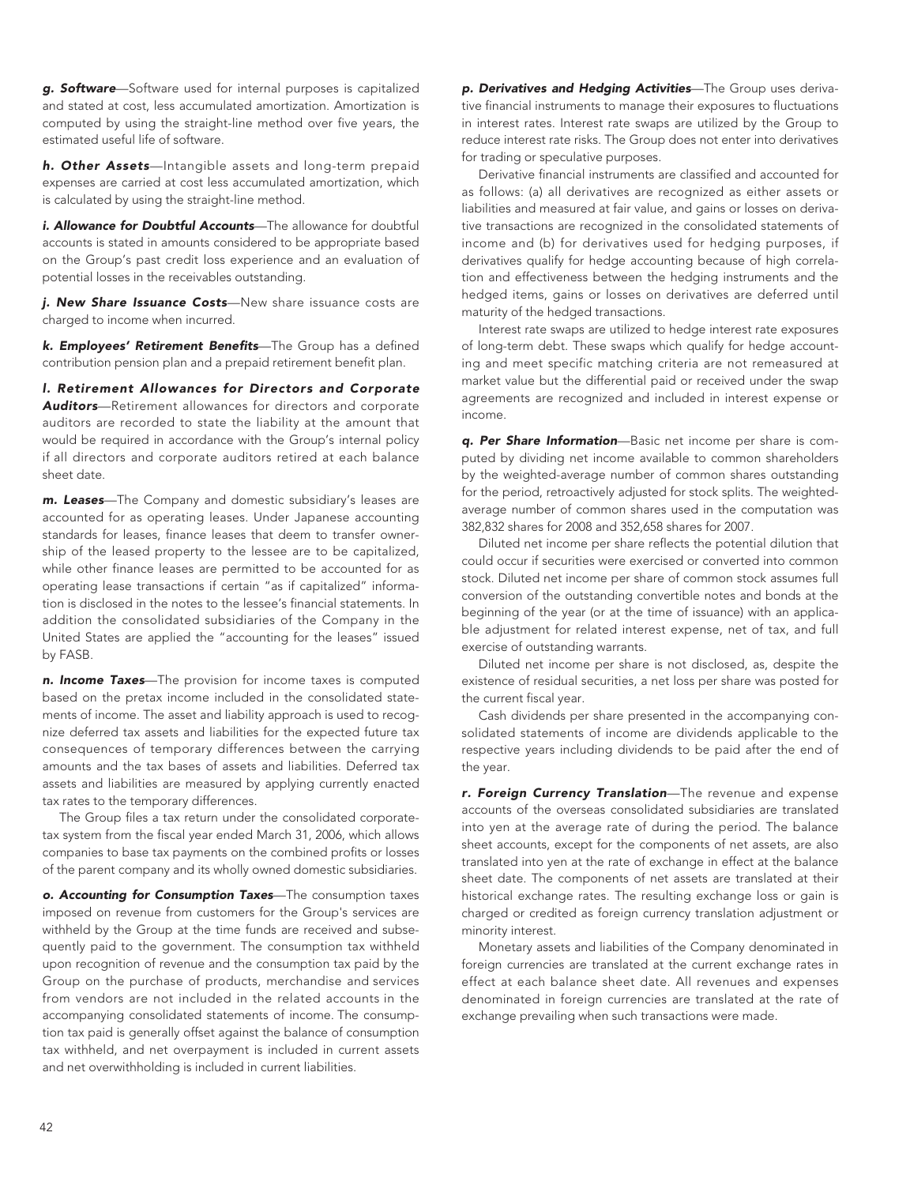***g. Software***—Software used for internal purposes is capitalized and stated at cost, less accumulated amortization. Amortization is computed by using the straight-line method over five years, the estimated useful life of software.

***h. Other Assets***—Intangible assets and long-term prepaid expenses are carried at cost less accumulated amortization, which is calculated by using the straight-line method.

***i. Allowance for Doubtful Accounts***—The allowance for doubtful accounts is stated in amounts considered to be appropriate based on the Group's past credit loss experience and an evaluation of potential losses in the receivables outstanding.

***j. New Share Issuance Costs***—New share issuance costs are charged to income when incurred.

***k. Employees' Retirement Benefits***—The Group has a defined contribution pension plan and a prepaid retirement benefit plan.

***l. Retirement Allowances for Directors and Corporate Auditors***—Retirement allowances for directors and corporate auditors are recorded to state the liability at the amount that would be required in accordance with the Group's internal policy if all directors and corporate auditors retired at each balance sheet date.

***m. Leases***—The Company and domestic subsidiary's leases are accounted for as operating leases. Under Japanese accounting standards for leases, finance leases that deem to transfer ownership of the leased property to the lessee are to be capitalized, while other finance leases are permitted to be accounted for as operating lease transactions if certain "as if capitalized" information is disclosed in the notes to the lessee's financial statements. In addition the consolidated subsidiaries of the Company in the United States are applied the "accounting for the leases" issued by FASB.

***n. Income Taxes***—The provision for income taxes is computed based on the pretax income included in the consolidated statements of income. The asset and liability approach is used to recognize deferred tax assets and liabilities for the expected future tax consequences of temporary differences between the carrying amounts and the tax bases of assets and liabilities. Deferred tax assets and liabilities are measured by applying currently enacted tax rates to the temporary differences.

The Group files a tax return under the consolidated corporate-tax system from the fiscal year ended March 31, 2006, which allows companies to base tax payments on the combined profits or losses of the parent company and its wholly owned domestic subsidiaries.

***o. Accounting for Consumption Taxes***—The consumption taxes imposed on revenue from customers for the Group's services are withheld by the Group at the time funds are received and subsequently paid to the government. The consumption tax withheld upon recognition of revenue and the consumption tax paid by the Group on the purchase of products, merchandise and services from vendors are not included in the related accounts in the accompanying consolidated statements of income. The consumption tax paid is generally offset against the balance of consumption tax withheld, and net overpayment is included in current assets and net overwithholding is included in current liabilities.

***p. Derivatives and Hedging Activities***—The Group uses derivative financial instruments to manage their exposures to fluctuations in interest rates. Interest rate swaps are utilized by the Group to reduce interest rate risks. The Group does not enter into derivatives for trading or speculative purposes.

Derivative financial instruments are classified and accounted for as follows: (a) all derivatives are recognized as either assets or liabilities and measured at fair value, and gains or losses on derivative transactions are recognized in the consolidated statements of income and (b) for derivatives used for hedging purposes, if derivatives qualify for hedge accounting because of high correlation and effectiveness between the hedging instruments and the hedged items, gains or losses on derivatives are deferred until maturity of the hedged transactions.

Interest rate swaps are utilized to hedge interest rate exposures of long-term debt. These swaps which qualify for hedge accounting and meet specific matching criteria are not remeasured at market value but the differential paid or received under the swap agreements are recognized and included in interest expense or income.

***q. Per Share Information***—Basic net income per share is computed by dividing net income available to common shareholders by the weighted-average number of common shares outstanding for the period, retroactively adjusted for stock splits. The weighted-average number of common shares used in the computation was 382,832 shares for 2008 and 352,658 shares for 2007.

Diluted net income per share reflects the potential dilution that could occur if securities were exercised or converted into common stock. Diluted net income per share of common stock assumes full conversion of the outstanding convertible notes and bonds at the beginning of the year (or at the time of issuance) with an applicable adjustment for related interest expense, net of tax, and full exercise of outstanding warrants.

Diluted net income per share is not disclosed, as, despite the existence of residual securities, a net loss per share was posted for the current fiscal year.

Cash dividends per share presented in the accompanying consolidated statements of income are dividends applicable to the respective years including dividends to be paid after the end of the year.

***r. Foreign Currency Translation***—The revenue and expense accounts of the overseas consolidated subsidiaries are translated into yen at the average rate of during the period. The balance sheet accounts, except for the components of net assets, are also translated into yen at the rate of exchange in effect at the balance sheet date. The components of net assets are translated at their historical exchange rates. The resulting exchange loss or gain is charged or credited as foreign currency translation adjustment or minority interest.

Monetary assets and liabilities of the Company denominated in foreign currencies are translated at the current exchange rates in effect at each balance sheet date. All revenues and expenses denominated in foreign currencies are translated at the rate of exchange prevailing when such transactions were made.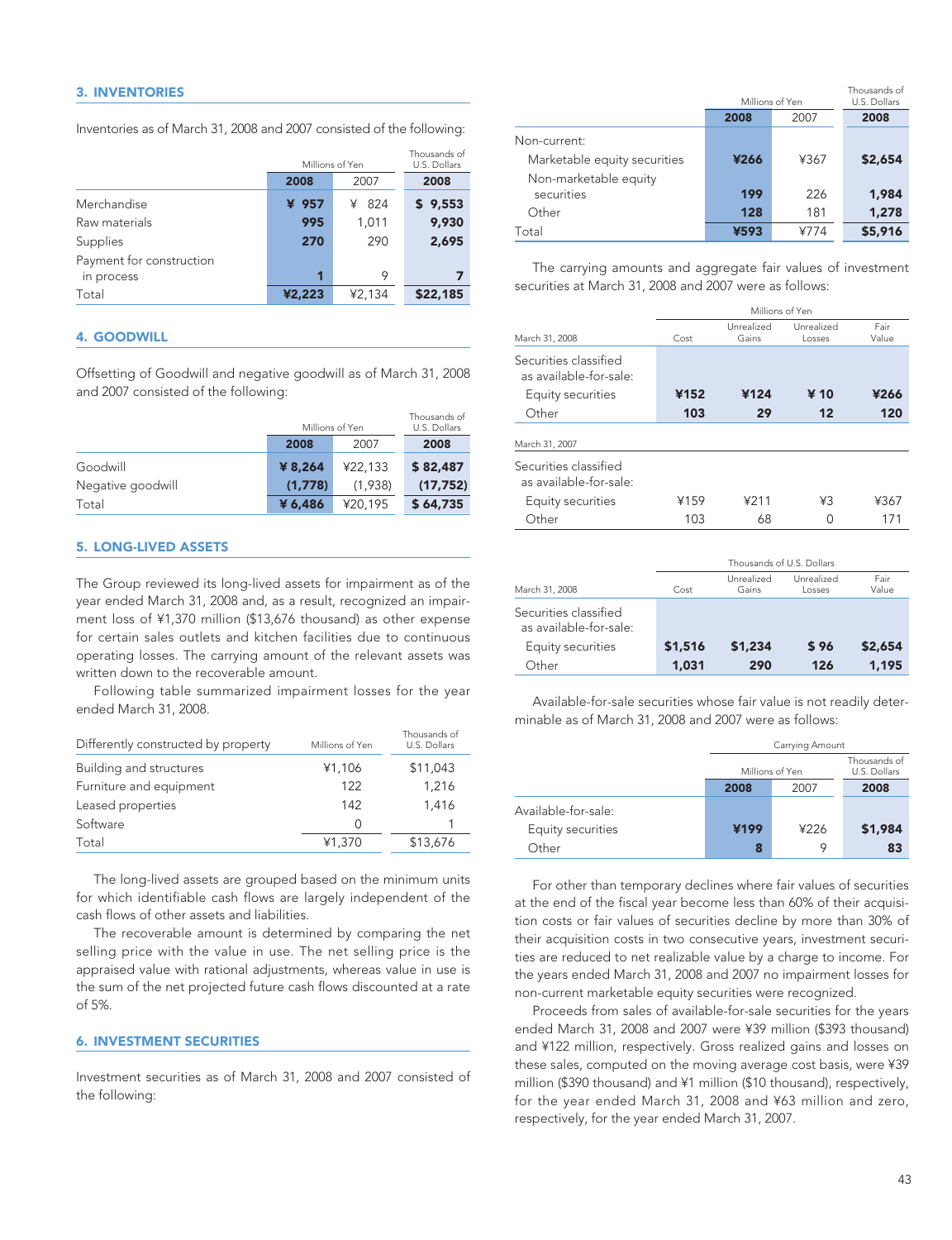## 3. INVENTORIES

Inventories as of March 31, 2008 and 2007 consisted of the following:

| | Millions of Yen | | Thousands of U.S. Dollars |
|---|---|---|---|
| | 2008 | 2007 | 2008 |
| Merchandise | ¥ 957 | ¥ 824 | $ 9,553 |
| Raw materials | 995 | 1,011 | 9,930 |
| Supplies | 270 | 290 | 2,695 |
| Payment for construction in process | 1 | 9 | 7 |
| Total | ¥2,223 | ¥2,134 | $22,185 |

## 4. GOODWILL

Offsetting of Goodwill and negative goodwill as of March 31, 2008 and 2007 consisted of the following:

| | Millions of Yen | | Thousands of U.S. Dollars |
|---|---|---|---|
| | 2008 | 2007 | 2008 |
| Goodwill | ¥ 8,264 | ¥22,133 | $ 82,487 |
| Negative goodwill | (1,778) | (1,938) | (17,752) |
| Total | ¥ 6,486 | ¥20,195 | $ 64,735 |

## 5. LONG-LIVED ASSETS

The Group reviewed its long-lived assets for impairment as of the year ended March 31, 2008 and, as a result, recognized an impairment loss of ¥1,370 million ($13,676 thousand) as other expense for certain sales outlets and kitchen facilities due to continuous operating losses. The carrying amount of the relevant assets was written down to the recoverable amount.

Following table summarized impairment losses for the year ended March 31, 2008.

| Differently constructed by property | Millions of Yen | Thousands of U.S. Dollars |
|---|---|---|
| Building and structures | ¥1,106 | $11,043 |
| Furniture and equipment | 122 | 1,216 |
| Leased properties | 142 | 1,416 |
| Software | 0 | 1 |
| Total | ¥1,370 | $13,676 |

The long-lived assets are grouped based on the minimum units for which identifiable cash flows are largely independent of the cash flows of other assets and liabilities.

The recoverable amount is determined by comparing the net selling price with the value in use. The net selling price is the appraised value with rational adjustments, whereas value in use is the sum of the net projected future cash flows discounted at a rate of 5%.

## 6. INVESTMENT SECURITIES

Investment securities as of March 31, 2008 and 2007 consisted of the following:

| | Millions of Yen | | Thousands of U.S. Dollars |
|---|---|---|---|
| | 2008 | 2007 | 2008 |
| Non-current: | | | |
| Marketable equity securities | ¥266 | ¥367 | $2,654 |
| Non-marketable equity securities | 199 | 226 | 1,984 |
| Other | 128 | 181 | 1,278 |
| Total | ¥593 | ¥774 | $5,916 |

The carrying amounts and aggregate fair values of investment securities at March 31, 2008 and 2007 were as follows:

| | Millions of Yen | | | |
|---|---|---|---|---|
| March 31, 2008 | Cost | Unrealized Gains | Unrealized Losses | Fair Value |
| Securities classified as available-for-sale: | | | | |
| Equity securities | ¥152 | ¥124 | ¥ 10 | ¥266 |
| Other | 103 | 29 | 12 | 120 |
| March 31, 2007 | | | | |
| Securities classified as available-for-sale: | | | | |
| Equity securities | ¥159 | ¥211 | ¥3 | ¥367 |
| Other | 103 | 68 | 0 | 171 |

| | Thousands of U.S. Dollars | | | |
|---|---|---|---|---|
| March 31, 2008 | Cost | Unrealized Gains | Unrealized Losses | Fair Value |
| Securities classified as available-for-sale: | | | | |
| Equity securities | $1,516 | $1,234 | $ 96 | $2,654 |
| Other | 1,031 | 290 | 126 | 1,195 |

Available-for-sale securities whose fair value is not readily determinable as of March 31, 2008 and 2007 were as follows:

| | Carrying Amount | | |
|---|---|---|---|
| | Millions of Yen | | Thousands of U.S. Dollars |
| | 2008 | 2007 | 2008 |
| Available-for-sale: | | | |
| Equity securities | ¥199 | ¥226 | $1,984 |
| Other | 8 | 9 | 83 |

For other than temporary declines where fair values of securities at the end of the fiscal year become less than 60% of their acquisition costs or fair values of securities decline by more than 30% of their acquisition costs in two consecutive years, investment securities are reduced to net realizable value by a charge to income. For the years ended March 31, 2008 and 2007 no impairment losses for non-current marketable equity securities were recognized.

Proceeds from sales of available-for-sale securities for the years ended March 31, 2008 and 2007 were ¥39 million ($393 thousand) and ¥122 million, respectively. Gross realized gains and losses on these sales, computed on the moving average cost basis, were ¥39 million ($390 thousand) and ¥1 million ($10 thousand), respectively, for the year ended March 31, 2008 and ¥63 million and zero, respectively, for the year ended March 31, 2007.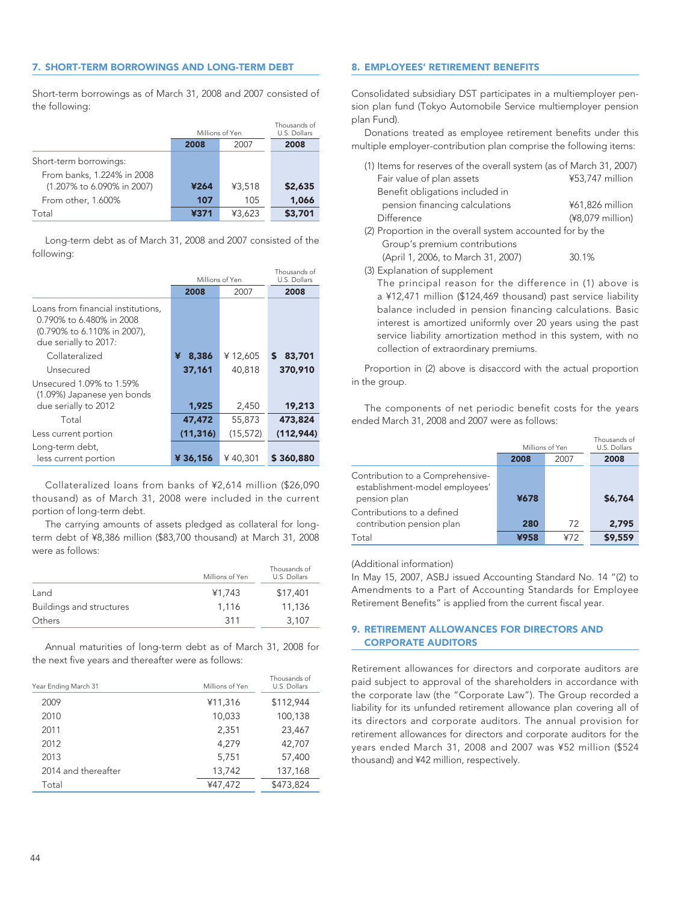## 7. SHORT-TERM BORROWINGS AND LONG-TERM DEBT

Short-term borrowings as of March 31, 2008 and 2007 consisted of the following:

| | Millions of Yen | | Thousands of U.S. Dollars |
|---|---|---|---|
| | **2008** | 2007 | **2008** |
| Short-term borrowings: | | | |
| From banks, 1.224% in 2008 (1.207% to 6.090% in 2007) | **¥264** | ¥3,518 | **$2,635** |
| From other, 1.600% | **107** | 105 | **1,066** |
| Total | **¥371** | ¥3,623 | **$3,701** |

Long-term debt as of March 31, 2008 and 2007 consisted of the following:

| | Millions of Yen | | Thousands of U.S. Dollars |
|---|---|---|---|
| | **2008** | 2007 | **2008** |
| Loans from financial institutions, 0.790% to 6.480% in 2008 (0.790% to 6.110% in 2007), due serially to 2017: | | | |
| Collateralized | **¥ 8,386** | ¥ 12,605 | **$ 83,701** |
| Unsecured | **37,161** | 40,818 | **370,910** |
| Unsecured 1.09% to 1.59% (1.09%) Japanese yen bonds due serially to 2012 | **1,925** | 2,450 | **19,213** |
| Total | **47,472** | 55,873 | **473,824** |
| Less current portion | **(11,316)** | (15,572) | **(112,944)** |
| Long-term debt, less current portion | **¥ 36,156** | ¥ 40,301 | **$ 360,880** |

Collateralized loans from banks of ¥2,614 million ($26,090 thousand) as of March 31, 2008 were included in the current portion of long-term debt.

The carrying amounts of assets pledged as collateral for long-term debt of ¥8,386 million ($83,700 thousand) at March 31, 2008 were as follows:

| | Millions of Yen | Thousands of U.S. Dollars |
|---|---|---|
| Land | ¥1,743 | $17,401 |
| Buildings and structures | 1,116 | 11,136 |
| Others | 311 | 3,107 |

Annual maturities of long-term debt as of March 31, 2008 for the next five years and thereafter were as follows:

| Year Ending March 31 | Millions of Yen | Thousands of U.S. Dollars |
|---|---|---|
| 2009 | ¥11,316 | $112,944 |
| 2010 | 10,033 | 100,138 |
| 2011 | 2,351 | 23,467 |
| 2012 | 4,279 | 42,707 |
| 2013 | 5,751 | 57,400 |
| 2014 and thereafter | 13,742 | 137,168 |
| Total | ¥47,472 | $473,824 |

## 8. EMPLOYEES' RETIREMENT BENEFITS

Consolidated subsidiary DST participates in a multiemployer pension plan fund (Tokyo Automobile Service multiemployer pension plan Fund).

Donations treated as employee retirement benefits under this multiple employer-contribution plan comprise the following items:

(1) Items for reserves of the overall system (as of March 31, 2007)

| | |
|---|---|
| Fair value of plan assets | ¥53,747 million |
| Benefit obligations included in pension financing calculations | ¥61,826 million |
| Difference | (¥8,079 million) |

(2) Proportion in the overall system accounted for by the Group's premium contributions (April 1, 2006, to March 31, 2007) 30.1%

(3) Explanation of supplement

The principal reason for the difference in (1) above is a ¥12,471 million ($124,469 thousand) past service liability balance included in pension financing calculations. Basic interest is amortized uniformly over 20 years using the past service liability amortization method in this system, with no collection of extraordinary premiums.

Proportion in (2) above is disaccord with the actual proportion in the group.

The components of net periodic benefit costs for the years ended March 31, 2008 and 2007 were as follows:

| | Millions of Yen | | Thousands of U.S. Dollars |
|---|---|---|---|
| | **2008** | 2007 | **2008** |
| Contribution to a Comprehensive-establishment-model employees' pension plan | **¥678** | | **$6,764** |
| Contributions to a defined contribution pension plan | **280** | 72 | **2,795** |
| Total | **¥958** | ¥72 | **$9,559** |

(Additional information)

In May 15, 2007, ASBJ issued Accounting Standard No. 14 "(2) to Amendments to a Part of Accounting Standards for Employee Retirement Benefits" is applied from the current fiscal year.

## 9. RETIREMENT ALLOWANCES FOR DIRECTORS AND CORPORATE AUDITORS

Retirement allowances for directors and corporate auditors are paid subject to approval of the shareholders in accordance with the corporate law (the "Corporate Law"). The Group recorded a liability for its unfunded retirement allowance plan covering all of its directors and corporate auditors. The annual provision for retirement allowances for directors and corporate auditors for the years ended March 31, 2008 and 2007 was ¥52 million ($524 thousand) and ¥42 million, respectively.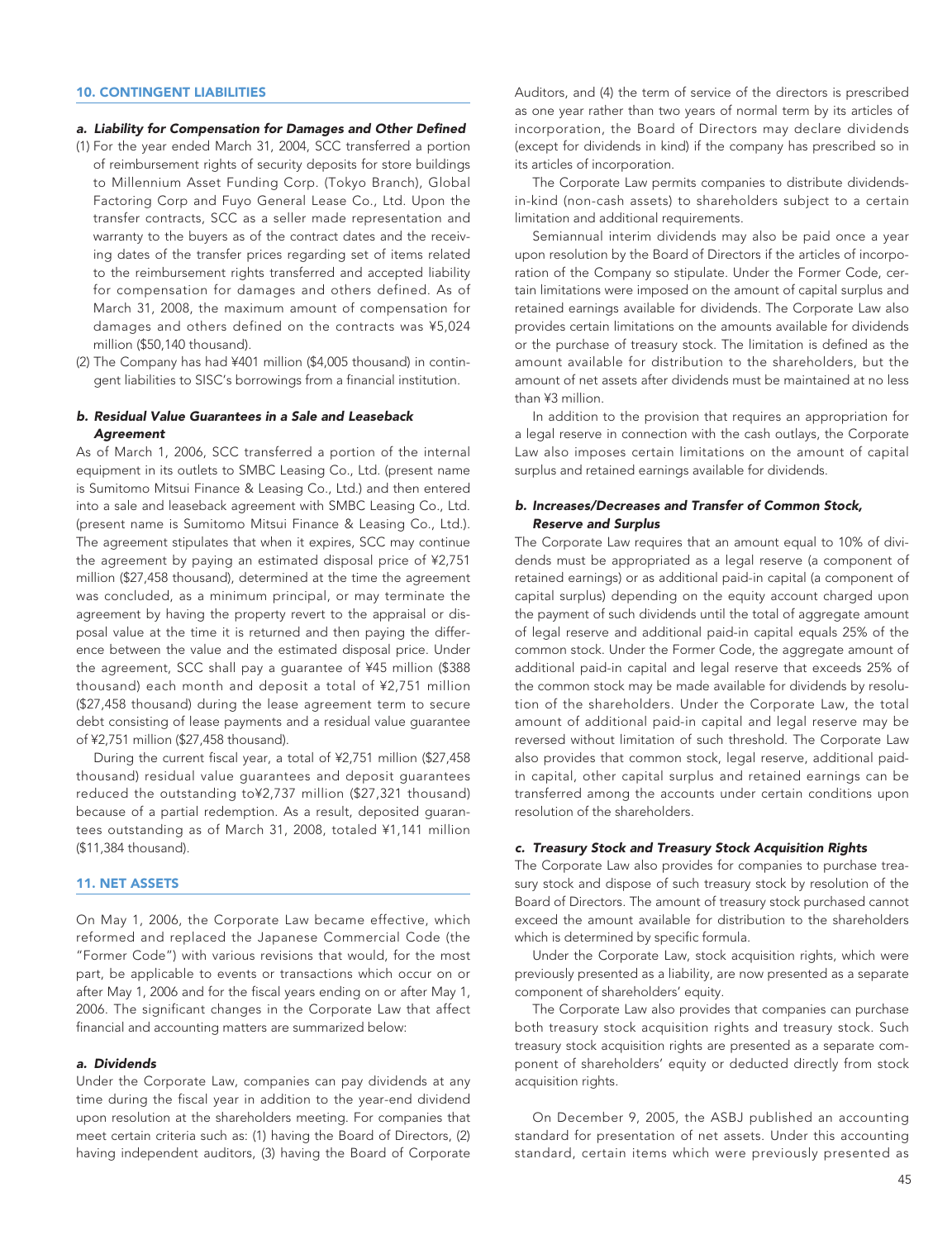## 10. CONTINGENT LIABILITIES

### *a. Liability for Compensation for Damages and Other Defined*

(1) For the year ended March 31, 2004, SCC transferred a portion of reimbursement rights of security deposits for store buildings to Millennium Asset Funding Corp. (Tokyo Branch), Global Factoring Corp and Fuyo General Lease Co., Ltd. Upon the transfer contracts, SCC as a seller made representation and warranty to the buyers as of the contract dates and the receiving dates of the transfer prices regarding set of items related to the reimbursement rights transferred and accepted liability for compensation for damages and others defined. As of March 31, 2008, the maximum amount of compensation for damages and others defined on the contracts was ¥5,024 million ($50,140 thousand).

(2) The Company has had ¥401 million ($4,005 thousand) in contingent liabilities to SISC's borrowings from a financial institution.

### *b. Residual Value Guarantees in a Sale and Leaseback Agreement*

As of March 1, 2006, SCC transferred a portion of the internal equipment in its outlets to SMBC Leasing Co., Ltd. (present name is Sumitomo Mitsui Finance & Leasing Co., Ltd.) and then entered into a sale and leaseback agreement with SMBC Leasing Co., Ltd. (present name is Sumitomo Mitsui Finance & Leasing Co., Ltd.). The agreement stipulates that when it expires, SCC may continue the agreement by paying an estimated disposal price of ¥2,751 million ($27,458 thousand), determined at the time the agreement was concluded, as a minimum principal, or may terminate the agreement by having the property revert to the appraisal or disposal value at the time it is returned and then paying the difference between the value and the estimated disposal price. Under the agreement, SCC shall pay a guarantee of ¥45 million ($388 thousand) each month and deposit a total of ¥2,751 million ($27,458 thousand) during the lease agreement term to secure debt consisting of lease payments and a residual value guarantee of ¥2,751 million ($27,458 thousand).

During the current fiscal year, a total of ¥2,751 million ($27,458 thousand) residual value guarantees and deposit guarantees reduced the outstanding to¥2,737 million ($27,321 thousand) because of a partial redemption. As a result, deposited guarantees outstanding as of March 31, 2008, totaled ¥1,141 million ($11,384 thousand).

## 11. NET ASSETS

On May 1, 2006, the Corporate Law became effective, which reformed and replaced the Japanese Commercial Code (the "Former Code") with various revisions that would, for the most part, be applicable to events or transactions which occur on or after May 1, 2006 and for the fiscal years ending on or after May 1, 2006. The significant changes in the Corporate Law that affect financial and accounting matters are summarized below:

### *a. Dividends*

Under the Corporate Law, companies can pay dividends at any time during the fiscal year in addition to the year-end dividend upon resolution at the shareholders meeting. For companies that meet certain criteria such as: (1) having the Board of Directors, (2) having independent auditors, (3) having the Board of Corporate Auditors, and (4) the term of service of the directors is prescribed as one year rather than two years of normal term by its articles of incorporation, the Board of Directors may declare dividends (except for dividends in kind) if the company has prescribed so in its articles of incorporation.

The Corporate Law permits companies to distribute dividends-in-kind (non-cash assets) to shareholders subject to a certain limitation and additional requirements.

Semiannual interim dividends may also be paid once a year upon resolution by the Board of Directors if the articles of incorporation of the Company so stipulate. Under the Former Code, certain limitations were imposed on the amount of capital surplus and retained earnings available for dividends. The Corporate Law also provides certain limitations on the amounts available for dividends or the purchase of treasury stock. The limitation is defined as the amount available for distribution to the shareholders, but the amount of net assets after dividends must be maintained at no less than ¥3 million.

In addition to the provision that requires an appropriation for a legal reserve in connection with the cash outlays, the Corporate Law also imposes certain limitations on the amount of capital surplus and retained earnings available for dividends.

### *b. Increases/Decreases and Transfer of Common Stock, Reserve and Surplus*

The Corporate Law requires that an amount equal to 10% of dividends must be appropriated as a legal reserve (a component of retained earnings) or as additional paid-in capital (a component of capital surplus) depending on the equity account charged upon the payment of such dividends until the total of aggregate amount of legal reserve and additional paid-in capital equals 25% of the common stock. Under the Former Code, the aggregate amount of additional paid-in capital and legal reserve that exceeds 25% of the common stock may be made available for dividends by resolution of the shareholders. Under the Corporate Law, the total amount of additional paid-in capital and legal reserve may be reversed without limitation of such threshold. The Corporate Law also provides that common stock, legal reserve, additional paid-in capital, other capital surplus and retained earnings can be transferred among the accounts under certain conditions upon resolution of the shareholders.

### *c. Treasury Stock and Treasury Stock Acquisition Rights*

The Corporate Law also provides for companies to purchase treasury stock and dispose of such treasury stock by resolution of the Board of Directors. The amount of treasury stock purchased cannot exceed the amount available for distribution to the shareholders which is determined by specific formula.

Under the Corporate Law, stock acquisition rights, which were previously presented as a liability, are now presented as a separate component of shareholders' equity.

The Corporate Law also provides that companies can purchase both treasury stock acquisition rights and treasury stock. Such treasury stock acquisition rights are presented as a separate component of shareholders' equity or deducted directly from stock acquisition rights.

On December 9, 2005, the ASBJ published an accounting standard for presentation of net assets. Under this accounting standard, certain items which were previously presented as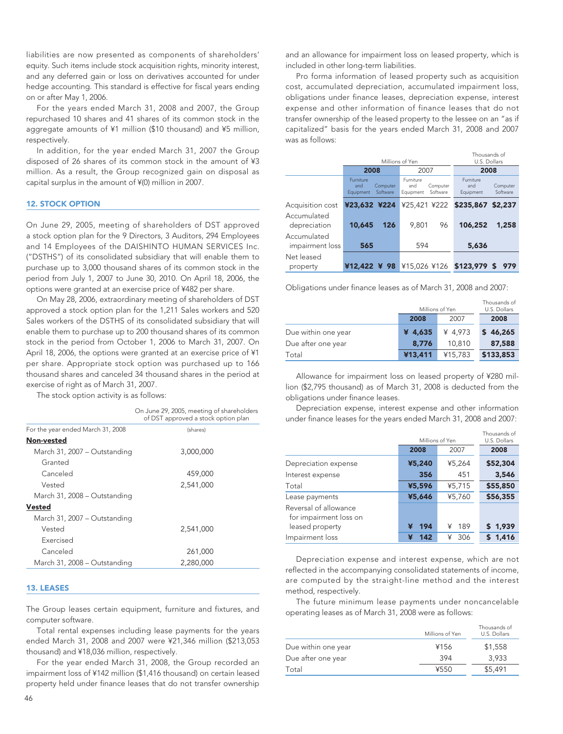liabilities are now presented as components of shareholders' equity. Such items include stock acquisition rights, minority interest, and any deferred gain or loss on derivatives accounted for under hedge accounting. This standard is effective for fiscal years ending on or after May 1, 2006.

For the years ended March 31, 2008 and 2007, the Group repurchased 10 shares and 41 shares of its common stock in the aggregate amounts of ¥1 million ($10 thousand) and ¥5 million, respectively.

In addition, for the year ended March 31, 2007 the Group disposed of 26 shares of its common stock in the amount of ¥3 million. As a result, the Group recognized gain on disposal as capital surplus in the amount of ¥(0) million in 2007.

## 12. STOCK OPTION

On June 29, 2005, meeting of shareholders of DST approved a stock option plan for the 9 Directors, 3 Auditors, 294 Employees and 14 Employees of the DAISHINTO HUMAN SERVICES Inc. ("DSTHS") of its consolidated subsidiary that will enable them to purchase up to 3,000 thousand shares of its common stock in the period from July 1, 2007 to June 30, 2010. On April 18, 2006, the options were granted at an exercise price of ¥482 per share.

On May 28, 2006, extraordinary meeting of shareholders of DST approved a stock option plan for the 1,211 Sales workers and 520 Sales workers of the DSTHS of its consolidated subsidiary that will enable them to purchase up to 200 thousand shares of its common stock in the period from October 1, 2006 to March 31, 2007. On April 18, 2006, the options were granted at an exercise price of ¥1 per share. Appropriate stock option was purchased up to 166 thousand shares and canceled 34 thousand shares in the period at exercise of right as of March 31, 2007.

The stock option activity is as follows:

| | On June 29, 2005, meeting of shareholders of DST approved a stock option plan |
|---|---|
| For the year ended March 31, 2008 | (shares) |
| **Non-vested** | |
| March 31, 2007 – Outstanding | 3,000,000 |
| Granted | |
| Canceled | 459,000 |
| Vested | 2,541,000 |
| March 31, 2008 – Outstanding | |
| **Vested** | |
| March 31, 2007 – Outstanding | |
| Vested | 2,541,000 |
| Exercised | |
| Canceled | 261,000 |
| March 31, 2008 – Outstanding | 2,280,000 |

## 13. LEASES

The Group leases certain equipment, furniture and fixtures, and computer software.

Total rental expenses including lease payments for the years ended March 31, 2008 and 2007 were ¥21,346 million ($213,053 thousand) and ¥18,036 million, respectively.

For the year ended March 31, 2008, the Group recorded an impairment loss of ¥142 million ($1,416 thousand) on certain leased property held under finance leases that do not transfer ownership and an allowance for impairment loss on leased property, which is included in other long-term liabilities.

Pro forma information of leased property such as acquisition cost, accumulated depreciation, accumulated impairment loss, obligations under finance leases, depreciation expense, interest expense and other information of finance leases that do not transfer ownership of the leased property to the lessee on an "as if capitalized" basis for the years ended March 31, 2008 and 2007 was as follows:

| | Millions of Yen | | | | Thousands of U.S. Dollars | |
|---|---|---|---|---|---|---|
| | 2008 | | 2007 | | 2008 | |
| | Furniture and Equipment | Computer Software | Furniture and Equipment | Computer Software | Furniture and Equipment | Computer Software |
| Acquisition cost | ¥23,632 | ¥224 | ¥25,421 | ¥222 | $235,867 | $2,237 |
| Accumulated depreciation | 10,645 | 126 | 9,801 | 96 | 106,252 | 1,258 |
| Accumulated impairment loss | 565 | | 594 | | 5,636 | |
| Net leased property | ¥12,422 | ¥ 98 | ¥15,026 | ¥126 | $123,979 | $ 979 |

Obligations under finance leases as of March 31, 2008 and 2007:

| | Millions of Yen | | Thousands of U.S. Dollars |
|---|---|---|---|
| | 2008 | 2007 | 2008 |
| Due within one year | ¥ 4,635 | ¥ 4,973 | $ 46,265 |
| Due after one year | 8,776 | 10,810 | 87,588 |
| Total | ¥13,411 | ¥15,783 | $133,853 |

Allowance for impairment loss on leased property of ¥280 million ($2,795 thousand) as of March 31, 2008 is deducted from the obligations under finance leases.

Depreciation expense, interest expense and other information under finance leases for the years ended March 31, 2008 and 2007:

| | Millions of Yen | | Thousands of U.S. Dollars |
|---|---|---|---|
| | 2008 | 2007 | 2008 |
| Depreciation expense | ¥5,240 | ¥5,264 | $52,304 |
| Interest expense | 356 | 451 | 3,546 |
| Total | ¥5,596 | ¥5,715 | $55,850 |
| Lease payments | ¥5,646 | ¥5,760 | $56,355 |
| Reversal of allowance for impairment loss on leased property | ¥ 194 | ¥ 189 | $ 1,939 |
| Impairment loss | ¥ 142 | ¥ 306 | $ 1,416 |

Depreciation expense and interest expense, which are not reflected in the accompanying consolidated statements of income, are computed by the straight-line method and the interest method, respectively.

The future minimum lease payments under noncancelable operating leases as of March 31, 2008 were as follows:

| | Millions of Yen | Thousands of U.S. Dollars |
|---|---|---|
| Due within one year | ¥156 | $1,558 |
| Due after one year | 394 | 3,933 |
| Total | ¥550 | $5,491 |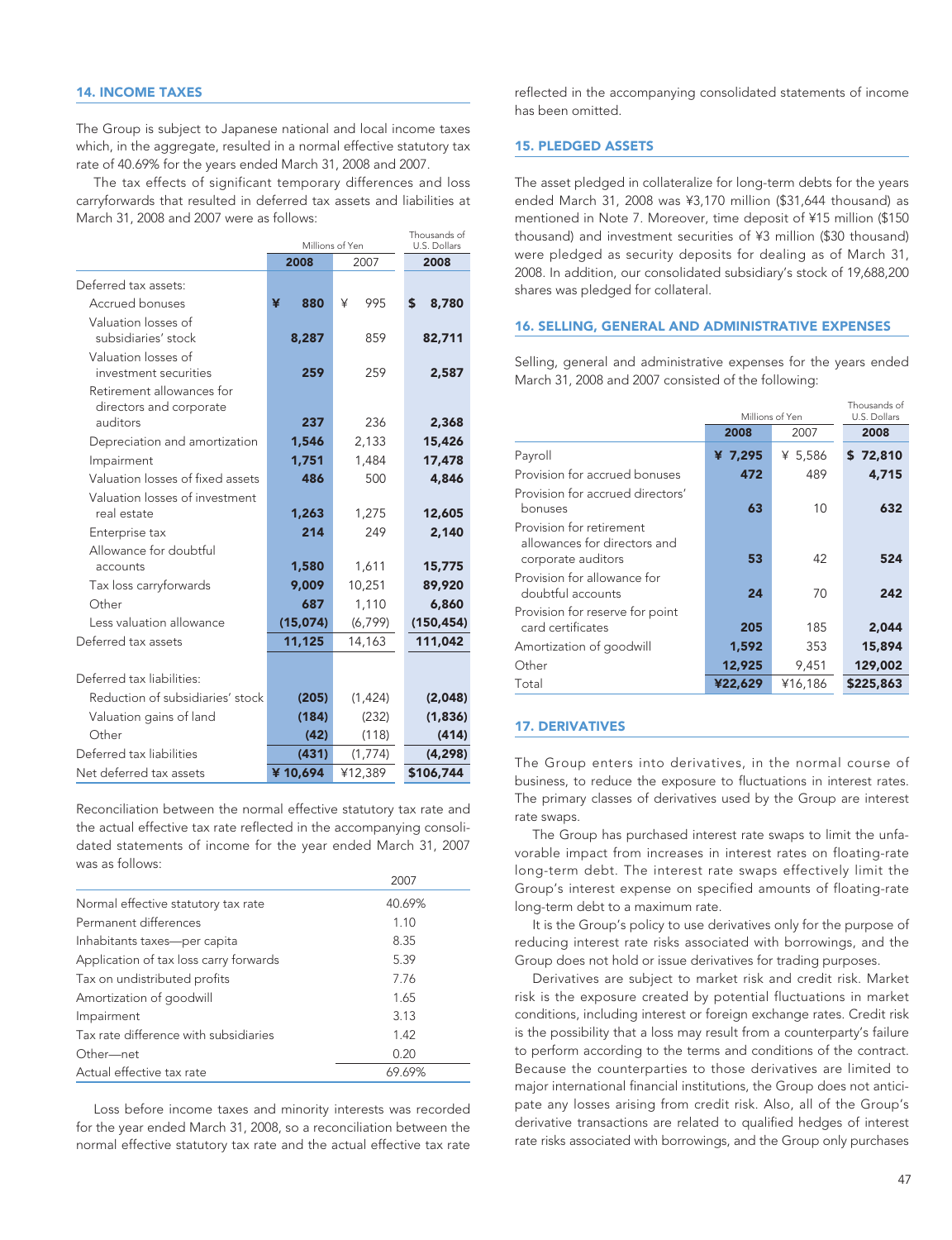## 14. INCOME TAXES

The Group is subject to Japanese national and local income taxes which, in the aggregate, resulted in a normal effective statutory tax rate of 40.69% for the years ended March 31, 2008 and 2007.

The tax effects of significant temporary differences and loss carryforwards that resulted in deferred tax assets and liabilities at March 31, 2008 and 2007 were as follows:

| | Millions of Yen | | Thousands of U.S. Dollars |
|---|---|---|---|
| | 2008 | 2007 | 2008 |
| Deferred tax assets: | | | |
| Accrued bonuses | ¥ 880 | ¥ 995 | $ 8,780 |
| Valuation losses of subsidiaries' stock | 8,287 | 859 | 82,711 |
| Valuation losses of investment securities | 259 | 259 | 2,587 |
| Retirement allowances for directors and corporate auditors | 237 | 236 | 2,368 |
| Depreciation and amortization | 1,546 | 2,133 | 15,426 |
| Impairment | 1,751 | 1,484 | 17,478 |
| Valuation losses of fixed assets | 486 | 500 | 4,846 |
| Valuation losses of investment real estate | 1,263 | 1,275 | 12,605 |
| Enterprise tax | 214 | 249 | 2,140 |
| Allowance for doubtful accounts | 1,580 | 1,611 | 15,775 |
| Tax loss carryforwards | 9,009 | 10,251 | 89,920 |
| Other | 687 | 1,110 | 6,860 |
| Less valuation allowance | (15,074) | (6,799) | (150,454) |
| Deferred tax assets | 11,125 | 14,163 | 111,042 |
| Deferred tax liabilities: | | | |
| Reduction of subsidiaries' stock | (205) | (1,424) | (2,048) |
| Valuation gains of land | (184) | (232) | (1,836) |
| Other | (42) | (118) | (414) |
| Deferred tax liabilities | (431) | (1,774) | (4,298) |
| Net deferred tax assets | ¥ 10,694 | ¥12,389 | $106,744 |

Reconciliation between the normal effective statutory tax rate and the actual effective tax rate reflected in the accompanying consolidated statements of income for the year ended March 31, 2007 was as follows:

| | 2007 |
|---|---|
| Normal effective statutory tax rate | 40.69% |
| Permanent differences | 1.10 |
| Inhabitants taxes—per capita | 8.35 |
| Application of tax loss carry forwards | 5.39 |
| Tax on undistributed profits | 7.76 |
| Amortization of goodwill | 1.65 |
| Impairment | 3.13 |
| Tax rate difference with subsidiaries | 1.42 |
| Other—net | 0.20 |
| Actual effective tax rate | 69.69% |

Loss before income taxes and minority interests was recorded for the year ended March 31, 2008, so a reconciliation between the normal effective statutory tax rate and the actual effective tax rate reflected in the accompanying consolidated statements of income has been omitted.

## 15. PLEDGED ASSETS

The asset pledged in collateralize for long-term debts for the years ended March 31, 2008 was ¥3,170 million ($31,644 thousand) as mentioned in Note 7. Moreover, time deposit of ¥15 million ($150 thousand) and investment securities of ¥3 million ($30 thousand) were pledged as security deposits for dealing as of March 31, 2008. In addition, our consolidated subsidiary's stock of 19,688,200 shares was pledged for collateral.

## 16. SELLING, GENERAL AND ADMINISTRATIVE EXPENSES

Selling, general and administrative expenses for the years ended March 31, 2008 and 2007 consisted of the following:

| | Millions of Yen | | Thousands of U.S. Dollars |
|---|---|---|---|
| | 2008 | 2007 | 2008 |
| Payroll | ¥ 7,295 | ¥ 5,586 | $ 72,810 |
| Provision for accrued bonuses | 472 | 489 | 4,715 |
| Provision for accrued directors' bonuses | 63 | 10 | 632 |
| Provision for retirement allowances for directors and corporate auditors | 53 | 42 | 524 |
| Provision for allowance for doubtful accounts | 24 | 70 | 242 |
| Provision for reserve for point card certificates | 205 | 185 | 2,044 |
| Amortization of goodwill | 1,592 | 353 | 15,894 |
| Other | 12,925 | 9,451 | 129,002 |
| Total | ¥22,629 | ¥16,186 | $225,863 |

## 17. DERIVATIVES

The Group enters into derivatives, in the normal course of business, to reduce the exposure to fluctuations in interest rates. The primary classes of derivatives used by the Group are interest rate swaps.

The Group has purchased interest rate swaps to limit the unfavorable impact from increases in interest rates on floating-rate long-term debt. The interest rate swaps effectively limit the Group's interest expense on specified amounts of floating-rate long-term debt to a maximum rate.

It is the Group's policy to use derivatives only for the purpose of reducing interest rate risks associated with borrowings, and the Group does not hold or issue derivatives for trading purposes.

Derivatives are subject to market risk and credit risk. Market risk is the exposure created by potential fluctuations in market conditions, including interest or foreign exchange rates. Credit risk is the possibility that a loss may result from a counterparty's failure to perform according to the terms and conditions of the contract. Because the counterparties to those derivatives are limited to major international financial institutions, the Group does not anticipate any losses arising from credit risk. Also, all of the Group's derivative transactions are related to qualified hedges of interest rate risks associated with borrowings, and the Group only purchases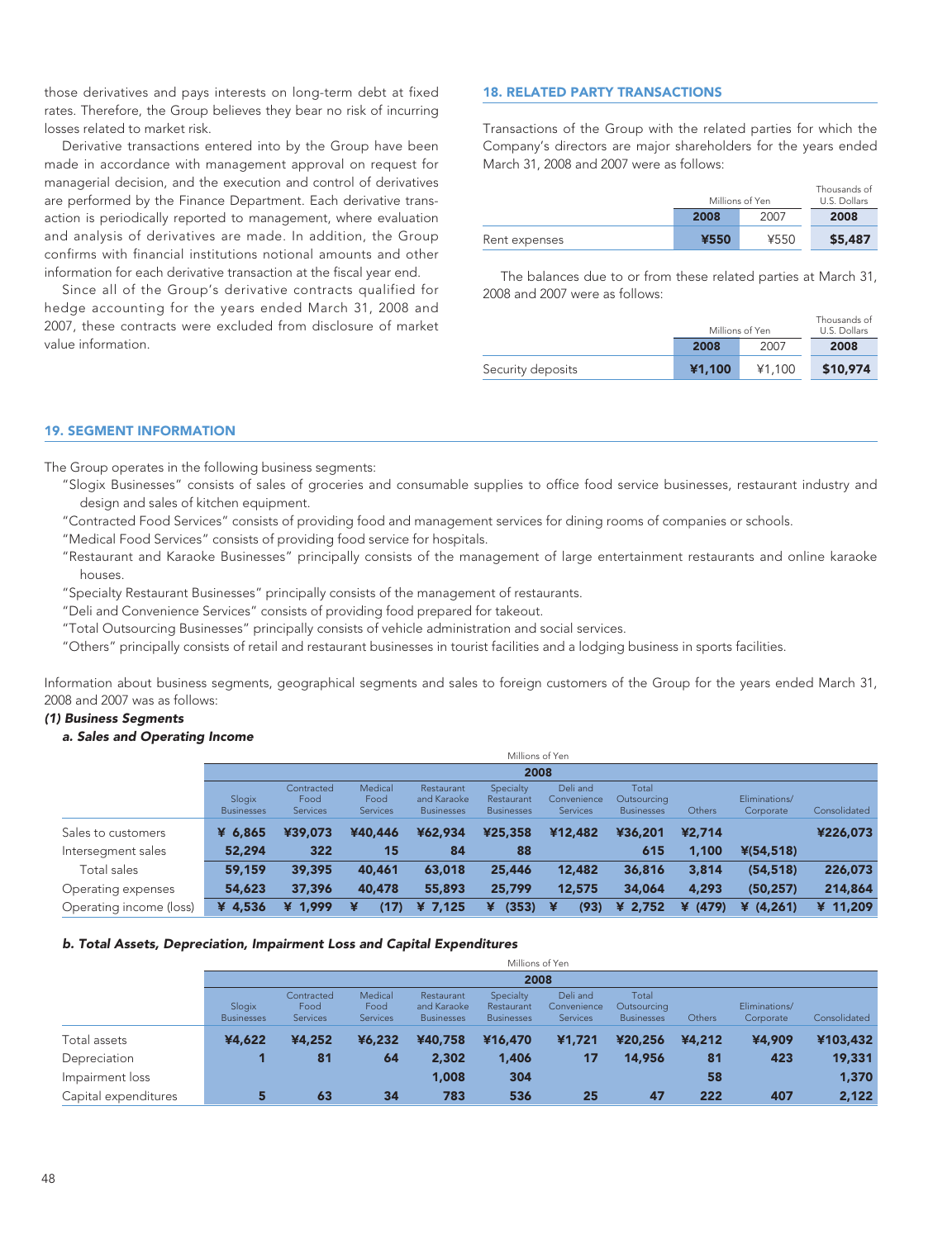those derivatives and pays interests on long-term debt at fixed rates. Therefore, the Group believes they bear no risk of incurring losses related to market risk.

Derivative transactions entered into by the Group have been made in accordance with management approval on request for managerial decision, and the execution and control of derivatives are performed by the Finance Department. Each derivative transaction is periodically reported to management, where evaluation and analysis of derivatives are made. In addition, the Group confirms with financial institutions notional amounts and other information for each derivative transaction at the fiscal year end.

Since all of the Group's derivative contracts qualified for hedge accounting for the years ended March 31, 2008 and 2007, these contracts were excluded from disclosure of market value information.

## 18. RELATED PARTY TRANSACTIONS

Transactions of the Group with the related parties for which the Company's directors are major shareholders for the years ended March 31, 2008 and 2007 were as follows:

| | Millions of Yen | | Thousands of U.S. Dollars |
|---|---|---|---|
| | **2008** | 2007 | **2008** |
| Rent expenses | **¥550** | ¥550 | **$5,487** |

The balances due to or from these related parties at March 31, 2008 and 2007 were as follows:

| | Millions of Yen | | Thousands of U.S. Dollars |
|---|---|---|---|
| | **2008** | 2007 | **2008** |
| Security deposits | **¥1,100** | ¥1,100 | **$10,974** |

## 19. SEGMENT INFORMATION

The Group operates in the following business segments:

"Slogix Businesses" consists of sales of groceries and consumable supplies to office food service businesses, restaurant industry and design and sales of kitchen equipment.

"Contracted Food Services" consists of providing food and management services for dining rooms of companies or schools.

"Medical Food Services" consists of providing food service for hospitals.

"Restaurant and Karaoke Businesses" principally consists of the management of large entertainment restaurants and online karaoke houses.

"Specialty Restaurant Businesses" principally consists of the management of restaurants.

"Deli and Convenience Services" consists of providing food prepared for takeout.

"Total Outsourcing Businesses" principally consists of vehicle administration and social services.

"Others" principally consists of retail and restaurant businesses in tourist facilities and a lodging business in sports facilities.

Information about business segments, geographical segments and sales to foreign customers of the Group for the years ended March 31, 2008 and 2007 was as follows:

***(1) Business Segments***

***a. Sales and Operating Income***

| | Millions of Yen | | | | | | | | | |
|---|---|---|---|---|---|---|---|---|---|---|
| | **2008** | | | | | | | | | |
| | Slogix Businesses | Contracted Food Services | Medical Food Services | Restaurant and Karaoke Businesses | Specialty Restaurant Businesses | Deli and Convenience Services | Total Outsourcing Businesses | Others | Eliminations/ Corporate | Consolidated |
| Sales to customers | **¥ 6,865** | **¥39,073** | **¥40,446** | **¥62,934** | **¥25,358** | **¥12,482** | **¥36,201** | **¥2,714** | | **¥226,073** |
| Intersegment sales | **52,294** | **322** | **15** | **84** | **88** | | **615** | **1,100** | **¥(54,518)** | |
| Total sales | **59,159** | **39,395** | **40,461** | **63,018** | **25,446** | **12,482** | **36,816** | **3,814** | **(54,518)** | **226,073** |
| Operating expenses | **54,623** | **37,396** | **40,478** | **55,893** | **25,799** | **12,575** | **34,064** | **4,293** | **(50,257)** | **214,864** |
| Operating income (loss) | **¥ 4,536** | **¥ 1,999** | **¥ (17)** | **¥ 7,125** | **¥ (353)** | **¥ (93)** | **¥ 2,752** | **¥ (479)** | **¥ (4,261)** | **¥ 11,209** |

***b. Total Assets, Depreciation, Impairment Loss and Capital Expenditures***

| | Millions of Yen | | | | | | | | | |
|---|---|---|---|---|---|---|---|---|---|---|
| | **2008** | | | | | | | | | |
| | Slogix Businesses | Contracted Food Services | Medical Food Services | Restaurant and Karaoke Businesses | Specialty Restaurant Businesses | Deli and Convenience Services | Total Outsourcing Businesses | Others | Eliminations/ Corporate | Consolidated |
| Total assets | **¥4,622** | **¥4,252** | **¥6,232** | **¥40,758** | **¥16,470** | **¥1,721** | **¥20,256** | **¥4,212** | **¥4,909** | **¥103,432** |
| Depreciation | **1** | **81** | **64** | **2,302** | **1,406** | **17** | **14,956** | **81** | **423** | **19,331** |
| Impairment loss | | | | **1,008** | **304** | | | **58** | | **1,370** |
| Capital expenditures | **5** | **63** | **34** | **783** | **536** | **25** | **47** | **222** | **407** | **2,122** |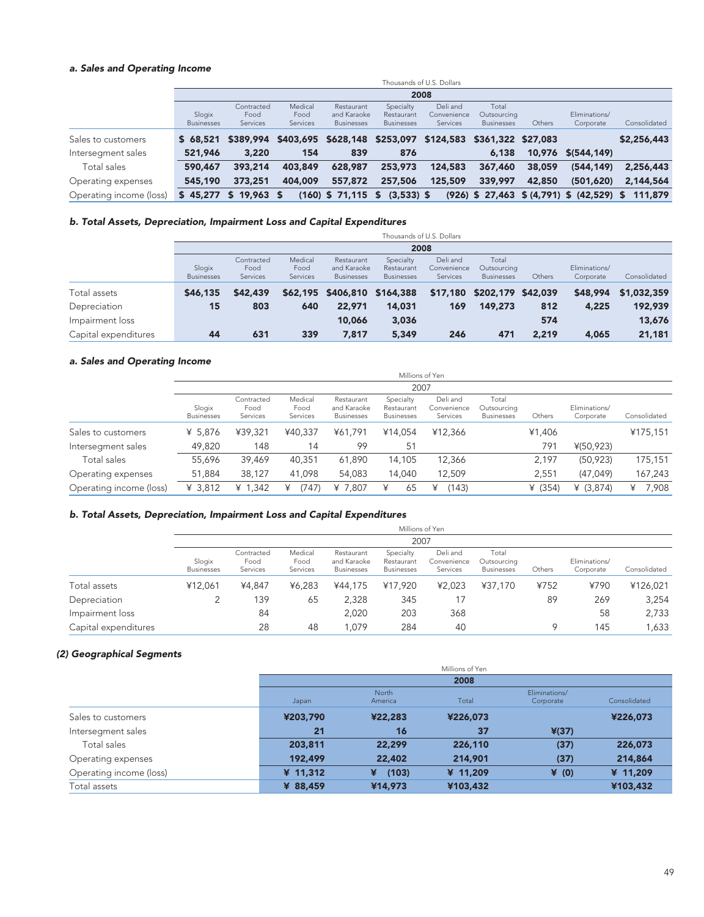#### a. Sales and Operating Income

| | Thousands of U.S. Dollars | | | | | | | | | |
|---|---|---|---|---|---|---|---|---|---|---|
| | 2008 | | | | | | | | | |
| | Slogix Businesses | Contracted Food Services | Medical Food Services | Restaurant and Karaoke Businesses | Specialty Restaurant Businesses | Deli and Convenience Services | Total Outsourcing Businesses | Others | Eliminations/ Corporate | Consolidated |
| Sales to customers | **$ 68,521** | **$389,994** | **$403,695** | **$628,148** | **$253,097** | **$124,583** | **$361,322** | **$27,083** | | **$2,256,443** |
| Intersegment sales | **521,946** | **3,220** | **154** | **839** | **876** | | **6,138** | **10,976** | **$(544,149)** | |
| Total sales | **590,467** | **393,214** | **403,849** | **628,987** | **253,973** | **124,583** | **367,460** | **38,059** | **(544,149)** | **2,256,443** |
| Operating expenses | **545,190** | **373,251** | **404,009** | **557,872** | **257,506** | **125,509** | **339,997** | **42,850** | **(501,620)** | **2,144,564** |
| Operating income (loss) | **$ 45,277** | **$ 19,963** | **$ (160)** | **$ 71,115** | **$ (3,533)** | **$ (926)** | **$ 27,463** | **$ (4,791)** | **$ (42,529)** | **$ 111,879** |

#### b. Total Assets, Depreciation, Impairment Loss and Capital Expenditures

| | Thousands of U.S. Dollars | | | | | | | | | |
|---|---|---|---|---|---|---|---|---|---|---|
| | 2008 | | | | | | | | | |
| | Slogix Businesses | Contracted Food Services | Medical Food Services | Restaurant and Karaoke Businesses | Specialty Restaurant Businesses | Deli and Convenience Services | Total Outsourcing Businesses | Others | Eliminations/ Corporate | Consolidated |
| Total assets | **$46,135** | **$42,439** | **$62,195** | **$406,810** | **$164,388** | **$17,180** | **$202,179** | **$42,039** | **$48,994** | **$1,032,359** |
| Depreciation | **15** | **803** | **640** | **22,971** | **14,031** | **169** | **149,273** | **812** | **4,225** | **192,939** |
| Impairment loss | | | | **10,066** | **3,036** | | | **574** | | **13,676** |
| Capital expenditures | **44** | **631** | **339** | **7,817** | **5,349** | **246** | **471** | **2,219** | **4,065** | **21,181** |

#### a. Sales and Operating Income

| | Millions of Yen | | | | | | | | | |
|---|---|---|---|---|---|---|---|---|---|---|
| | 2007 | | | | | | | | | |
| | Slogix Businesses | Contracted Food Services | Medical Food Services | Restaurant and Karaoke Businesses | Specialty Restaurant Businesses | Deli and Convenience Services | Total Outsourcing Businesses | Others | Eliminations/ Corporate | Consolidated |
| Sales to customers | ¥ 5,876 | ¥39,321 | ¥40,337 | ¥61,791 | ¥14,054 | ¥12,366 | | ¥1,406 | | ¥175,151 |
| Intersegment sales | 49,820 | 148 | 14 | 99 | 51 | | | 791 | ¥(50,923) | |
| Total sales | 55,696 | 39,469 | 40,351 | 61,890 | 14,105 | 12,366 | | 2,197 | (50,923) | 175,151 |
| Operating expenses | 51,884 | 38,127 | 41,098 | 54,083 | 14,040 | 12,509 | | 2,551 | (47,049) | 167,243 |
| Operating income (loss) | ¥ 3,812 | ¥ 1,342 | ¥ (747) | ¥ 7,807 | ¥ 65 | ¥ (143) | | ¥ (354) | ¥ (3,874) | ¥ 7,908 |

#### b. Total Assets, Depreciation, Impairment Loss and Capital Expenditures

| | Millions of Yen | | | | | | | | | |
|---|---|---|---|---|---|---|---|---|---|---|
| | 2007 | | | | | | | | | |
| | Slogix Businesses | Contracted Food Services | Medical Food Services | Restaurant and Karaoke Businesses | Specialty Restaurant Businesses | Deli and Convenience Services | Total Outsourcing Businesses | Others | Eliminations/ Corporate | Consolidated |
| Total assets | ¥12,061 | ¥4,847 | ¥6,283 | ¥44,175 | ¥17,920 | ¥2,023 | ¥37,170 | ¥752 | ¥790 | ¥126,021 |
| Depreciation | 2 | 139 | 65 | 2,328 | 345 | 17 | | 89 | 269 | 3,254 |
| Impairment loss | | 84 | | 2,020 | 203 | 368 | | | 58 | 2,733 |
| Capital expenditures | | 28 | 48 | 1,079 | 284 | 40 | | 9 | 145 | 1,633 |

### (2) Geographical Segments

| | Millions of Yen | | | | |
|---|---|---|---|---|---|
| | 2008 | | | | |
| | Japan | North America | Total | Eliminations/ Corporate | Consolidated |
| Sales to customers | **¥203,790** | **¥22,283** | **¥226,073** | | **¥226,073** |
| Intersegment sales | **21** | **16** | **37** | **¥(37)** | |
| Total sales | **203,811** | **22,299** | **226,110** | **(37)** | **226,073** |
| Operating expenses | **192,499** | **22,402** | **214,901** | **(37)** | **214,864** |
| Operating income (loss) | **¥ 11,312** | **¥ (103)** | **¥ 11,209** | **¥ (0)** | **¥ 11,209** |
| Total assets | **¥ 88,459** | **¥14,973** | **¥103,432** | | **¥103,432** |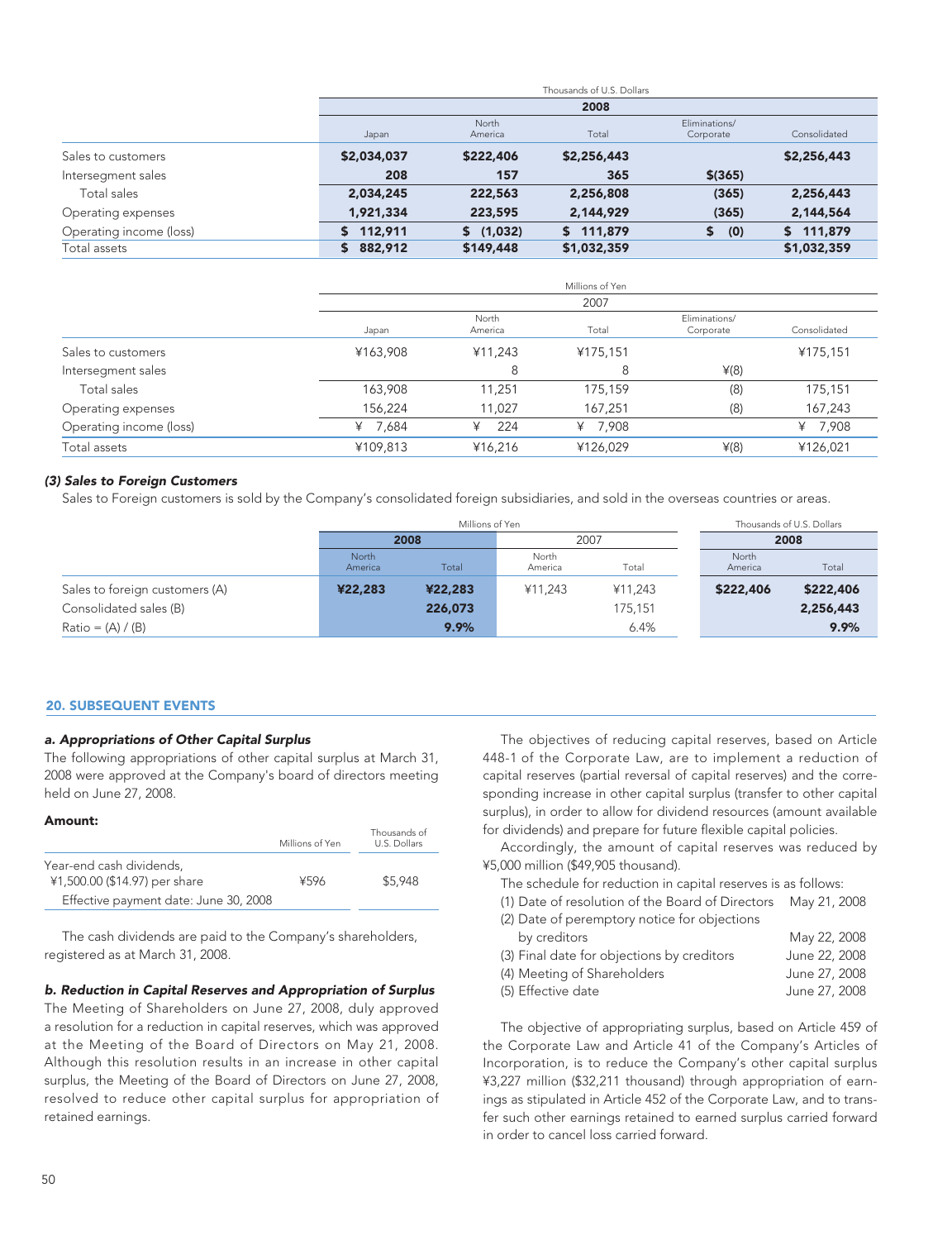| | Thousands of U.S. Dollars | | | | |
|---|---|---|---|---|---|
| | 2008 | | | | |
| | Japan | North America | Total | Eliminations/ Corporate | Consolidated |
| Sales to customers | **$2,034,037** | **$222,406** | **$2,256,443** | | **$2,256,443** |
| Intersegment sales | **208** | **157** | **365** | **$(365)** | |
| Total sales | **2,034,245** | **222,563** | **2,256,808** | **(365)** | **2,256,443** |
| Operating expenses | **1,921,334** | **223,595** | **2,144,929** | **(365)** | **2,144,564** |
| Operating income (loss) | **$ 112,911** | **$ (1,032)** | **$ 111,879** | **$ (0)** | **$ 111,879** |
| Total assets | **$ 882,912** | **$149,448** | **$1,032,359** | | **$1,032,359** |

| | Millions of Yen | | | | |
|---|---|---|---|---|---|
| | 2007 | | | | |
| | Japan | North America | Total | Eliminations/ Corporate | Consolidated |
| Sales to customers | ¥163,908 | ¥11,243 | ¥175,151 | | ¥175,151 |
| Intersegment sales | | 8 | 8 | ¥(8) | |
| Total sales | 163,908 | 11,251 | 175,159 | (8) | 175,151 |
| Operating expenses | 156,224 | 11,027 | 167,251 | (8) | 167,243 |
| Operating income (loss) | ¥ 7,684 | ¥ 224 | ¥ 7,908 | | ¥ 7,908 |
| Total assets | ¥109,813 | ¥16,216 | ¥126,029 | ¥(8) | ¥126,021 |

### *(3) Sales to Foreign Customers*

Sales to Foreign customers is sold by the Company's consolidated foreign subsidiaries, and sold in the overseas countries or areas.

| | Millions of Yen | | | | Thousands of U.S. Dollars | |
|---|---|---|---|---|---|---|
| | 2008 | | 2007 | | 2008 | |
| | North America | Total | North America | Total | North America | Total |
| Sales to foreign customers (A) | **¥22,283** | **¥22,283** | ¥11,243 | ¥11,243 | **$222,406** | **$222,406** |
| Consolidated sales (B) | | **226,073** | | 175,151 | | **2,256,443** |
| Ratio = (A) / (B) | | **9.9%** | | 6.4% | | **9.9%** |

## 20. SUBSEQUENT EVENTS

### *a. Appropriations of Other Capital Surplus*

The following appropriations of other capital surplus at March 31, 2008 were approved at the Company's board of directors meeting held on June 27, 2008.

**Amount:**

| | Millions of Yen | Thousands of U.S. Dollars |
|---|---|---|
| Year-end cash dividends, ¥1,500.00 ($14.97) per share | ¥596 | $5,948 |
| Effective payment date: June 30, 2008 | | |

The cash dividends are paid to the Company's shareholders, registered as at March 31, 2008.

### *b. Reduction in Capital Reserves and Appropriation of Surplus*

The Meeting of Shareholders on June 27, 2008, duly approved a resolution for a reduction in capital reserves, which was approved at the Meeting of the Board of Directors on May 21, 2008. Although this resolution results in an increase in other capital surplus, the Meeting of the Board of Directors on June 27, 2008, resolved to reduce other capital surplus for appropriation of retained earnings.

The objectives of reducing capital reserves, based on Article 448-1 of the Corporate Law, are to implement a reduction of capital reserves (partial reversal of capital reserves) and the corresponding increase in other capital surplus (transfer to other capital surplus), in order to allow for dividend resources (amount available for dividends) and prepare for future flexible capital policies.

Accordingly, the amount of capital reserves was reduced by ¥5,000 million ($49,905 thousand).

The schedule for reduction in capital reserves is as follows:

| | |
|---|---|
| (1) Date of resolution of the Board of Directors | May 21, 2008 |
| (2) Date of peremptory notice for objections by creditors | May 22, 2008 |
| (3) Final date for objections by creditors | June 22, 2008 |
| (4) Meeting of Shareholders | June 27, 2008 |
| (5) Effective date | June 27, 2008 |

The objective of appropriating surplus, based on Article 459 of the Corporate Law and Article 41 of the Company's Articles of Incorporation, is to reduce the Company's other capital surplus ¥3,227 million ($32,211 thousand) through appropriation of earnings as stipulated in Article 452 of the Corporate Law, and to transfer such other earnings retained to earned surplus carried forward in order to cancel loss carried forward.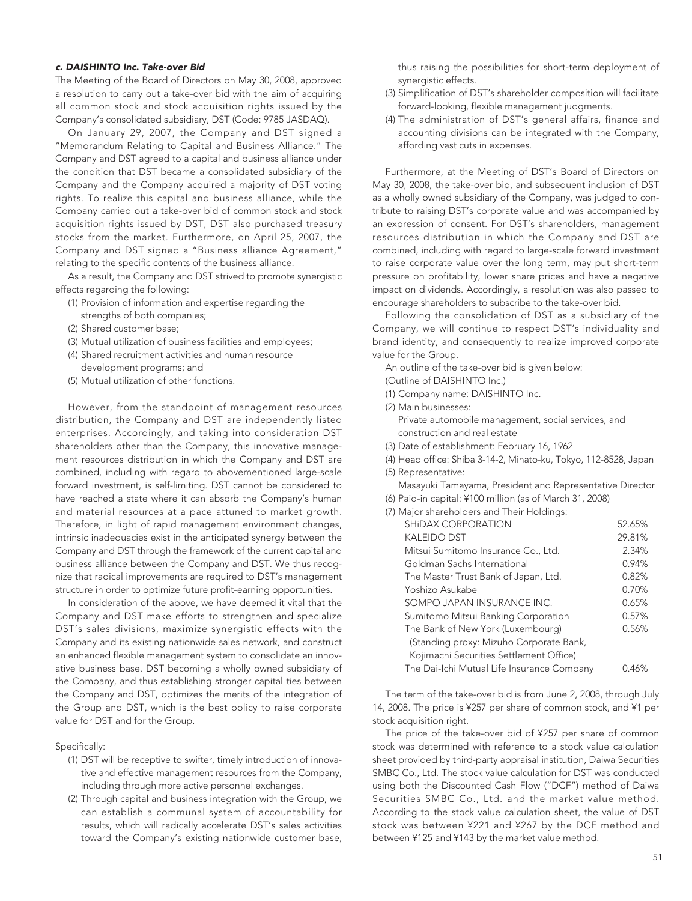### *c. DAISHINTO Inc. Take-over Bid*

The Meeting of the Board of Directors on May 30, 2008, approved a resolution to carry out a take-over bid with the aim of acquiring all common stock and stock acquisition rights issued by the Company's consolidated subsidiary, DST (Code: 9785 JASDAQ).

On January 29, 2007, the Company and DST signed a "Memorandum Relating to Capital and Business Alliance." The Company and DST agreed to a capital and business alliance under the condition that DST became a consolidated subsidiary of the Company and the Company acquired a majority of DST voting rights. To realize this capital and business alliance, while the Company carried out a take-over bid of common stock and stock acquisition rights issued by DST, DST also purchased treasury stocks from the market. Furthermore, on April 25, 2007, the Company and DST signed a "Business alliance Agreement," relating to the specific contents of the business alliance.

As a result, the Company and DST strived to promote synergistic effects regarding the following:

(1) Provision of information and expertise regarding the strengths of both companies;
(2) Shared customer base;
(3) Mutual utilization of business facilities and employees;
(4) Shared recruitment activities and human resource development programs; and
(5) Mutual utilization of other functions.

However, from the standpoint of management resources distribution, the Company and DST are independently listed enterprises. Accordingly, and taking into consideration DST shareholders other than the Company, this innovative management resources distribution in which the Company and DST are combined, including with regard to abovementioned large-scale forward investment, is self-limiting. DST cannot be considered to have reached a state where it can absorb the Company's human and material resources at a pace attuned to market growth. Therefore, in light of rapid management environment changes, intrinsic inadequacies exist in the anticipated synergy between the Company and DST through the framework of the current capital and business alliance between the Company and DST. We thus recognize that radical improvements are required to DST's management structure in order to optimize future profit-earning opportunities.

In consideration of the above, we have deemed it vital that the Company and DST make efforts to strengthen and specialize DST's sales divisions, maximize synergistic effects with the Company and its existing nationwide sales network, and construct an enhanced flexible management system to consolidate an innovative business base. DST becoming a wholly owned subsidiary of the Company, and thus establishing stronger capital ties between the Company and DST, optimizes the merits of the integration of the Group and DST, which is the best policy to raise corporate value for DST and for the Group.

Specifically:

(1) DST will be receptive to swifter, timely introduction of innovative and effective management resources from the Company, including through more active personnel exchanges.
(2) Through capital and business integration with the Group, we can establish a communal system of accountability for results, which will radically accelerate DST's sales activities toward the Company's existing nationwide customer base, thus raising the possibilities for short-term deployment of synergistic effects.
(3) Simplification of DST's shareholder composition will facilitate forward-looking, flexible management judgments.
(4) The administration of DST's general affairs, finance and accounting divisions can be integrated with the Company, affording vast cuts in expenses.

Furthermore, at the Meeting of DST's Board of Directors on May 30, 2008, the take-over bid, and subsequent inclusion of DST as a wholly owned subsidiary of the Company, was judged to contribute to raising DST's corporate value and was accompanied by an expression of consent. For DST's shareholders, management resources distribution in which the Company and DST are combined, including with regard to large-scale forward investment to raise corporate value over the long term, may put short-term pressure on profitability, lower share prices and have a negative impact on dividends. Accordingly, a resolution was also passed to encourage shareholders to subscribe to the take-over bid.

Following the consolidation of DST as a subsidiary of the Company, we will continue to respect DST's individuality and brand identity, and consequently to realize improved corporate value for the Group.

An outline of the take-over bid is given below:

(Outline of DAISHINTO Inc.)

(1) Company name: DAISHINTO Inc.
(2) Main businesses:
Private automobile management, social services, and construction and real estate
(3) Date of establishment: February 16, 1962
(4) Head office: Shiba 3-14-2, Minato-ku, Tokyo, 112-8528, Japan
(5) Representative:
Masayuki Tamayama, President and Representative Director
(6) Paid-in capital: ¥100 million (as of March 31, 2008)
(7) Major shareholders and Their Holdings:

| | |
|---|---|
| SHiDAX CORPORATION | 52.65% |
| KALEIDO DST | 29.81% |
| Mitsui Sumitomo Insurance Co., Ltd. | 2.34% |
| Goldman Sachs International | 0.94% |
| The Master Trust Bank of Japan, Ltd. | 0.82% |
| Yoshizo Asukabe | 0.70% |
| SOMPO JAPAN INSURANCE INC. | 0.65% |
| Sumitomo Mitsui Banking Corporation | 0.57% |
| The Bank of New York (Luxembourg) (Standing proxy: Mizuho Corporate Bank, Kojimachi Securities Settlement Office) | 0.56% |
| The Dai-Ichi Mutual Life Insurance Company | 0.46% |

The term of the take-over bid is from June 2, 2008, through July 14, 2008. The price is ¥257 per share of common stock, and ¥1 per stock acquisition right.

The price of the take-over bid of ¥257 per share of common stock was determined with reference to a stock value calculation sheet provided by third-party appraisal institution, Daiwa Securities SMBC Co., Ltd. The stock value calculation for DST was conducted using both the Discounted Cash Flow ("DCF") method of Daiwa Securities SMBC Co., Ltd. and the market value method. According to the stock value calculation sheet, the value of DST stock was between ¥221 and ¥267 by the DCF method and between ¥125 and ¥143 by the market value method.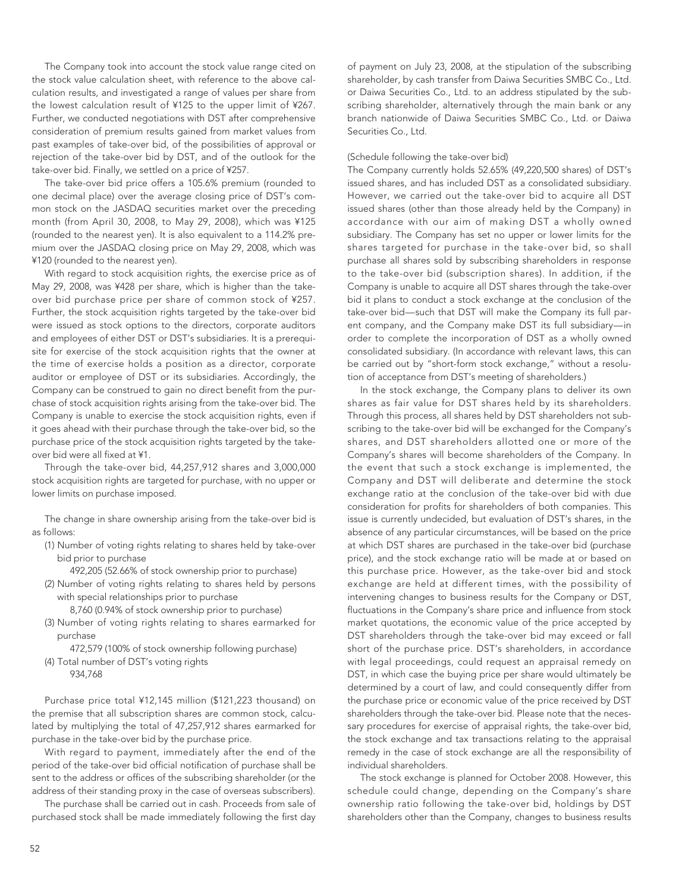The Company took into account the stock value range cited on the stock value calculation sheet, with reference to the above calculation results, and investigated a range of values per share from the lowest calculation result of ¥125 to the upper limit of ¥267. Further, we conducted negotiations with DST after comprehensive consideration of premium results gained from market values from past examples of take-over bid, of the possibilities of approval or rejection of the take-over bid by DST, and of the outlook for the take-over bid. Finally, we settled on a price of ¥257.

The take-over bid price offers a 105.6% premium (rounded to one decimal place) over the average closing price of DST's common stock on the JASDAQ securities market over the preceding month (from April 30, 2008, to May 29, 2008), which was ¥125 (rounded to the nearest yen). It is also equivalent to a 114.2% premium over the JASDAQ closing price on May 29, 2008, which was ¥120 (rounded to the nearest yen).

With regard to stock acquisition rights, the exercise price as of May 29, 2008, was ¥428 per share, which is higher than the take-over bid purchase price per share of common stock of ¥257. Further, the stock acquisition rights targeted by the take-over bid were issued as stock options to the directors, corporate auditors and employees of either DST or DST's subsidiaries. It is a prerequisite for exercise of the stock acquisition rights that the owner at the time of exercise holds a position as a director, corporate auditor or employee of DST or its subsidiaries. Accordingly, the Company can be construed to gain no direct benefit from the purchase of stock acquisition rights arising from the take-over bid. The Company is unable to exercise the stock acquisition rights, even if it goes ahead with their purchase through the take-over bid, so the purchase price of the stock acquisition rights targeted by the take-over bid were all fixed at ¥1.

Through the take-over bid, 44,257,912 shares and 3,000,000 stock acquisition rights are targeted for purchase, with no upper or lower limits on purchase imposed.

The change in share ownership arising from the take-over bid is as follows:

(1) Number of voting rights relating to shares held by take-over bid prior to purchase
  492,205 (52.66% of stock ownership prior to purchase)
(2) Number of voting rights relating to shares held by persons with special relationships prior to purchase
  8,760 (0.94% of stock ownership prior to purchase)
(3) Number of voting rights relating to shares earmarked for purchase
  472,579 (100% of stock ownership following purchase)
(4) Total number of DST's voting rights
  934,768

Purchase price total ¥12,145 million ($121,223 thousand) on the premise that all subscription shares are common stock, calculated by multiplying the total of 47,257,912 shares earmarked for purchase in the take-over bid by the purchase price.

With regard to payment, immediately after the end of the period of the take-over bid official notification of purchase shall be sent to the address or offices of the subscribing shareholder (or the address of their standing proxy in the case of overseas subscribers).

The purchase shall be carried out in cash. Proceeds from sale of purchased stock shall be made immediately following the first day of payment on July 23, 2008, at the stipulation of the subscribing shareholder, by cash transfer from Daiwa Securities SMBC Co., Ltd. or Daiwa Securities Co., Ltd. to an address stipulated by the subscribing shareholder, alternatively through the main bank or any branch nationwide of Daiwa Securities SMBC Co., Ltd. or Daiwa Securities Co., Ltd.

(Schedule following the take-over bid)

The Company currently holds 52.65% (49,220,500 shares) of DST's issued shares, and has included DST as a consolidated subsidiary. However, we carried out the take-over bid to acquire all DST issued shares (other than those already held by the Company) in accordance with our aim of making DST a wholly owned subsidiary. The Company has set no upper or lower limits for the shares targeted for purchase in the take-over bid, so shall purchase all shares sold by subscribing shareholders in response to the take-over bid (subscription shares). In addition, if the Company is unable to acquire all DST shares through the take-over bid it plans to conduct a stock exchange at the conclusion of the take-over bid—such that DST will make the Company its full parent company, and the Company make DST its full subsidiary—in order to complete the incorporation of DST as a wholly owned consolidated subsidiary. (In accordance with relevant laws, this can be carried out by "short-form stock exchange," without a resolution of acceptance from DST's meeting of shareholders.)

In the stock exchange, the Company plans to deliver its own shares as fair value for DST shares held by its shareholders. Through this process, all shares held by DST shareholders not subscribing to the take-over bid will be exchanged for the Company's shares, and DST shareholders allotted one or more of the Company's shares will become shareholders of the Company. In the event that such a stock exchange is implemented, the Company and DST will deliberate and determine the stock exchange ratio at the conclusion of the take-over bid with due consideration for profits for shareholders of both companies. This issue is currently undecided, but evaluation of DST's shares, in the absence of any particular circumstances, will be based on the price at which DST shares are purchased in the take-over bid (purchase price), and the stock exchange ratio will be made at or based on this purchase price. However, as the take-over bid and stock exchange are held at different times, with the possibility of intervening changes to business results for the Company or DST, fluctuations in the Company's share price and influence from stock market quotations, the economic value of the price accepted by DST shareholders through the take-over bid may exceed or fall short of the purchase price. DST's shareholders, in accordance with legal proceedings, could request an appraisal remedy on DST, in which case the buying price per share would ultimately be determined by a court of law, and could consequently differ from the purchase price or economic value of the price received by DST shareholders through the take-over bid. Please note that the necessary procedures for exercise of appraisal rights, the take-over bid, the stock exchange and tax transactions relating to the appraisal remedy in the case of stock exchange are all the responsibility of individual shareholders.

The stock exchange is planned for October 2008. However, this schedule could change, depending on the Company's share ownership ratio following the take-over bid, holdings by DST shareholders other than the Company, changes to business results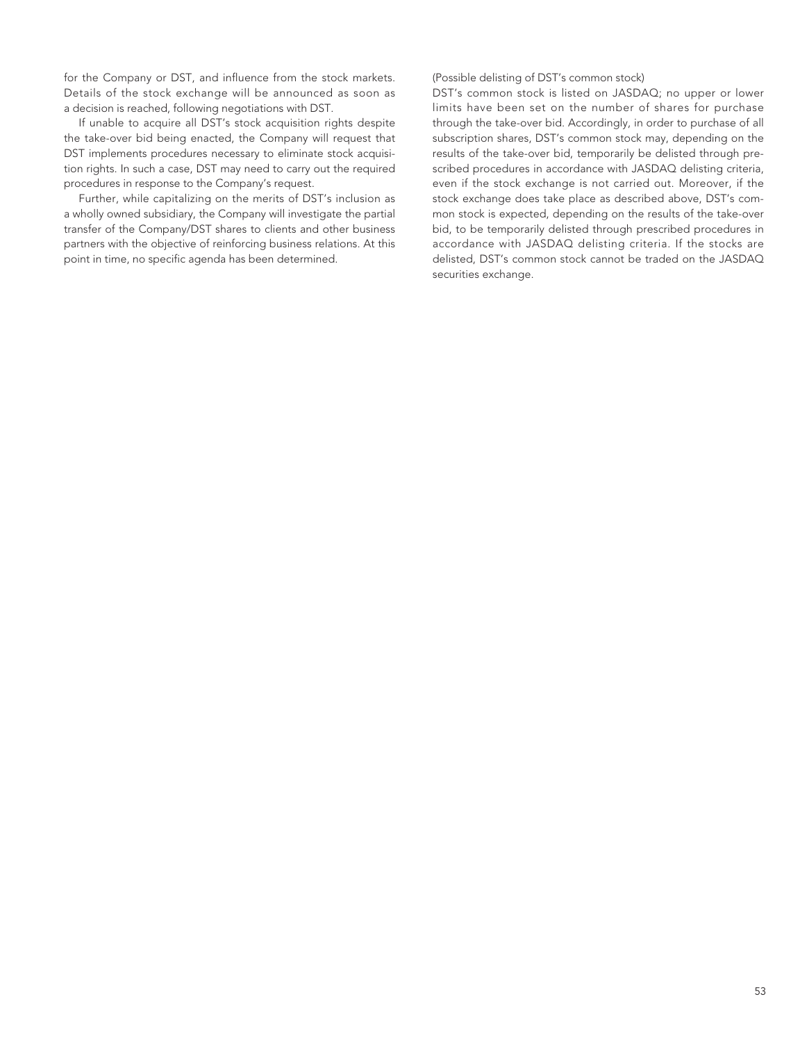for the Company or DST, and influence from the stock markets. Details of the stock exchange will be announced as soon as a decision is reached, following negotiations with DST.

If unable to acquire all DST's stock acquisition rights despite the take-over bid being enacted, the Company will request that DST implements procedures necessary to eliminate stock acquisition rights. In such a case, DST may need to carry out the required procedures in response to the Company's request.

Further, while capitalizing on the merits of DST's inclusion as a wholly owned subsidiary, the Company will investigate the partial transfer of the Company/DST shares to clients and other business partners with the objective of reinforcing business relations. At this point in time, no specific agenda has been determined.

(Possible delisting of DST's common stock)

DST's common stock is listed on JASDAQ; no upper or lower limits have been set on the number of shares for purchase through the take-over bid. Accordingly, in order to purchase of all subscription shares, DST's common stock may, depending on the results of the take-over bid, temporarily be delisted through prescribed procedures in accordance with JASDAQ delisting criteria, even if the stock exchange is not carried out. Moreover, if the stock exchange does take place as described above, DST's common stock is expected, depending on the results of the take-over bid, to be temporarily delisted through prescribed procedures in accordance with JASDAQ delisting criteria. If the stocks are delisted, DST's common stock cannot be traded on the JASDAQ securities exchange.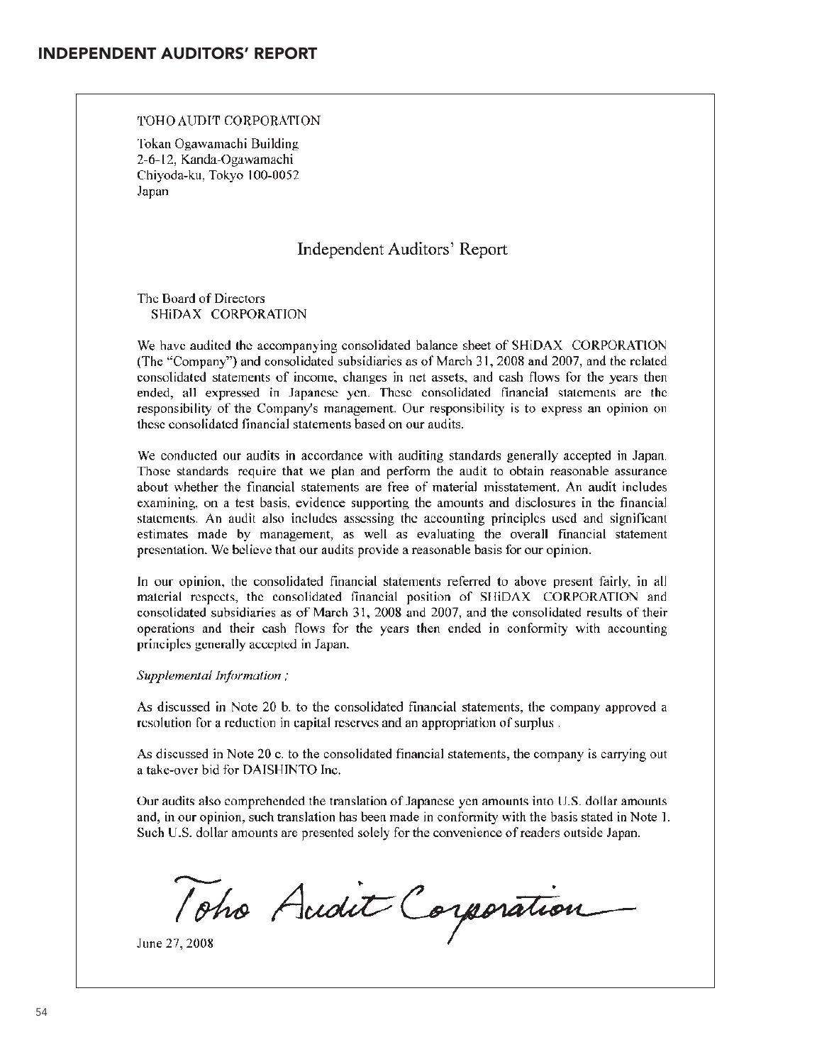# INDEPENDENT AUDITORS' REPORT

TOHO AUDIT CORPORATION

Tokan Ogawamachi Building
2-6-12, Kanda-Ogawamachi
Chiyoda-ku, Tokyo 100-0052
Japan

## Independent Auditors' Report

The Board of Directors
SHiDAX CORPORATION

We have audited the accompanying consolidated balance sheet of SHiDAX CORPORATION (The "Company") and consolidated subsidiaries as of March 31, 2008 and 2007, and the related consolidated statements of income, changes in net assets, and cash flows for the years then ended, all expressed in Japanese yen. These consolidated financial statements are the responsibility of the Company's management. Our responsibility is to express an opinion on these consolidated financial statements based on our audits.

We conducted our audits in accordance with auditing standards generally accepted in Japan. Those standards require that we plan and perform the audit to obtain reasonable assurance about whether the financial statements are free of material misstatement. An audit includes examining, on a test basis, evidence supporting the amounts and disclosures in the financial statements. An audit also includes assessing the accounting principles used and significant estimates made by management, as well as evaluating the overall financial statement presentation. We believe that our audits provide a reasonable basis for our opinion.

In our opinion, the consolidated financial statements referred to above present fairly, in all material respects, the consolidated financial position of SHiDAX CORPORATION and consolidated subsidiaries as of March 31, 2008 and 2007, and the consolidated results of their operations and their cash flows for the years then ended in conformity with accounting principles generally accepted in Japan.

*Supplemental Information ;*

As discussed in Note 20 b. to the consolidated financial statements, the company approved a resolution for a reduction in capital reserves and an appropriation of surplus .

As discussed in Note 20 c. to the consolidated financial statements, the company is carrying out a take-over bid for DAISHINTO Inc.

Our audits also comprehended the translation of Japanese yen amounts into U.S. dollar amounts and, in our opinion, such translation has been made in conformity with the basis stated in Note 1. Such U.S. dollar amounts are presented solely for the convenience of readers outside Japan.

Toho Audit Corporation

June 27, 2008